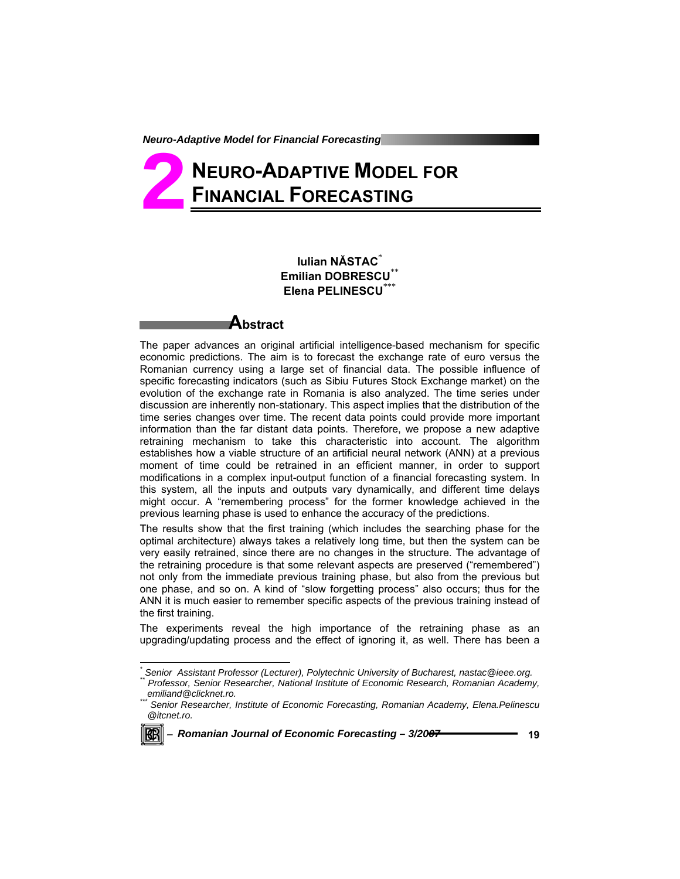# 2 NEURO-ADAPTIVE MODEL FOR FINANCIAL FORECASTING

**Iulian NĂSTAC**[*]
**Emilian DOBRESCU**[**]
**Elena PELINESCU**[***]

## Abstract

The paper advances an original artificial intelligence-based mechanism for specific economic predictions. The aim is to forecast the exchange rate of euro versus the Romanian currency using a large set of financial data. The possible influence of specific forecasting indicators (such as Sibiu Futures Stock Exchange market) on the evolution of the exchange rate in Romania is also analyzed. The time series under discussion are inherently non-stationary. This aspect implies that the distribution of the time series changes over time. The recent data points could provide more important information than the far distant data points. Therefore, we propose a new adaptive retraining mechanism to take this characteristic into account. The algorithm establishes how a viable structure of an artificial neural network (ANN) at a previous moment of time could be retrained in an efficient manner, in order to support modifications in a complex input-output function of a financial forecasting system. In this system, all the inputs and outputs vary dynamically, and different time delays might occur. A "remembering process" for the former knowledge achieved in the previous learning phase is used to enhance the accuracy of the predictions.

The results show that the first training (which includes the searching phase for the optimal architecture) always takes a relatively long time, but then the system can be very easily retrained, since there are no changes in the structure. The advantage of the retraining procedure is that some relevant aspects are preserved ("remembered") not only from the immediate previous training phase, but also from the previous but one phase, and so on. A kind of "slow forgetting process" also occurs; thus for the ANN it is much easier to remember specific aspects of the previous training instead of the first training.

The experiments reveal the high importance of the retraining phase as an upgrading/updating process and the effect of ignoring it, as well. There has been a

---

[*] *Senior Assistant Professor (Lecturer), Polytechnic University of Bucharest, nastac@ieee.org.*

[**] *Professor, Senior Researcher, National Institute of Economic Research, Romanian Academy, emiliand@clicknet.ro.*

[***] *Senior Researcher, Institute of Economic Forecasting, Romanian Academy, Elena.Pelinescu @itcnet.ro.*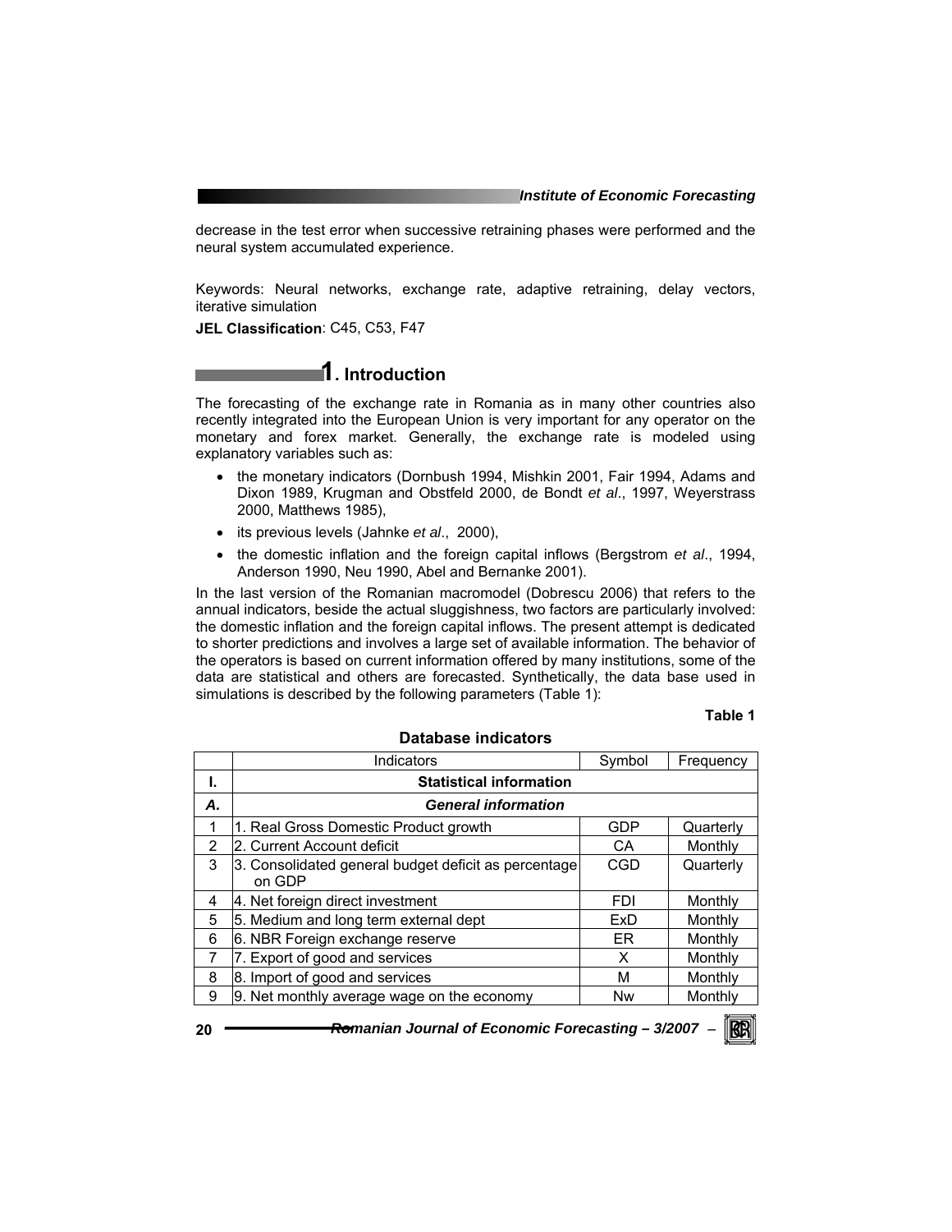decrease in the test error when successive retraining phases were performed and the neural system accumulated experience.

Keywords: Neural networks, exchange rate, adaptive retraining, delay vectors, iterative simulation

**JEL Classification**: C45, C53, F47

## 1. Introduction

The forecasting of the exchange rate in Romania as in many other countries also recently integrated into the European Union is very important for any operator on the monetary and forex market. Generally, the exchange rate is modeled using explanatory variables such as:

- the monetary indicators (Dornbush 1994, Mishkin 2001, Fair 1994, Adams and Dixon 1989, Krugman and Obstfeld 2000, de Bondt *et al*., 1997, Weyerstrass 2000, Matthews 1985),
- its previous levels (Jahnke *et al*., 2000),
- the domestic inflation and the foreign capital inflows (Bergstrom *et al*., 1994, Anderson 1990, Neu 1990, Abel and Bernanke 2001).

In the last version of the Romanian macromodel (Dobrescu 2006) that refers to the annual indicators, beside the actual sluggishness, two factors are particularly involved: the domestic inflation and the foreign capital inflows. The present attempt is dedicated to shorter predictions and involves a large set of available information. The behavior of the operators is based on current information offered by many institutions, some of the data are statistical and others are forecasted. Synthetically, the data base used in simulations is described by the following parameters (Table 1):

**Table 1**

**Database indicators**

| | Indicators | Symbol | Frequency |
|---|---|---|---|
| **I.** | **Statistical information** | | |
| ***A.*** | ***General information*** | | |
| 1 | 1. Real Gross Domestic Product growth | GDP | Quarterly |
| 2 | 2. Current Account deficit | CA | Monthly |
| 3 | 3. Consolidated general budget deficit as percentage on GDP | CGD | Quarterly |
| 4 | 4. Net foreign direct investment | FDI | Monthly |
| 5 | 5. Medium and long term external dept | ExD | Monthly |
| 6 | 6. NBR Foreign exchange reserve | ER | Monthly |
| 7 | 7. Export of good and services | X | Monthly |
| 8 | 8. Import of good and services | M | Monthly |
| 9 | 9. Net monthly average wage on the economy | Nw | Monthly |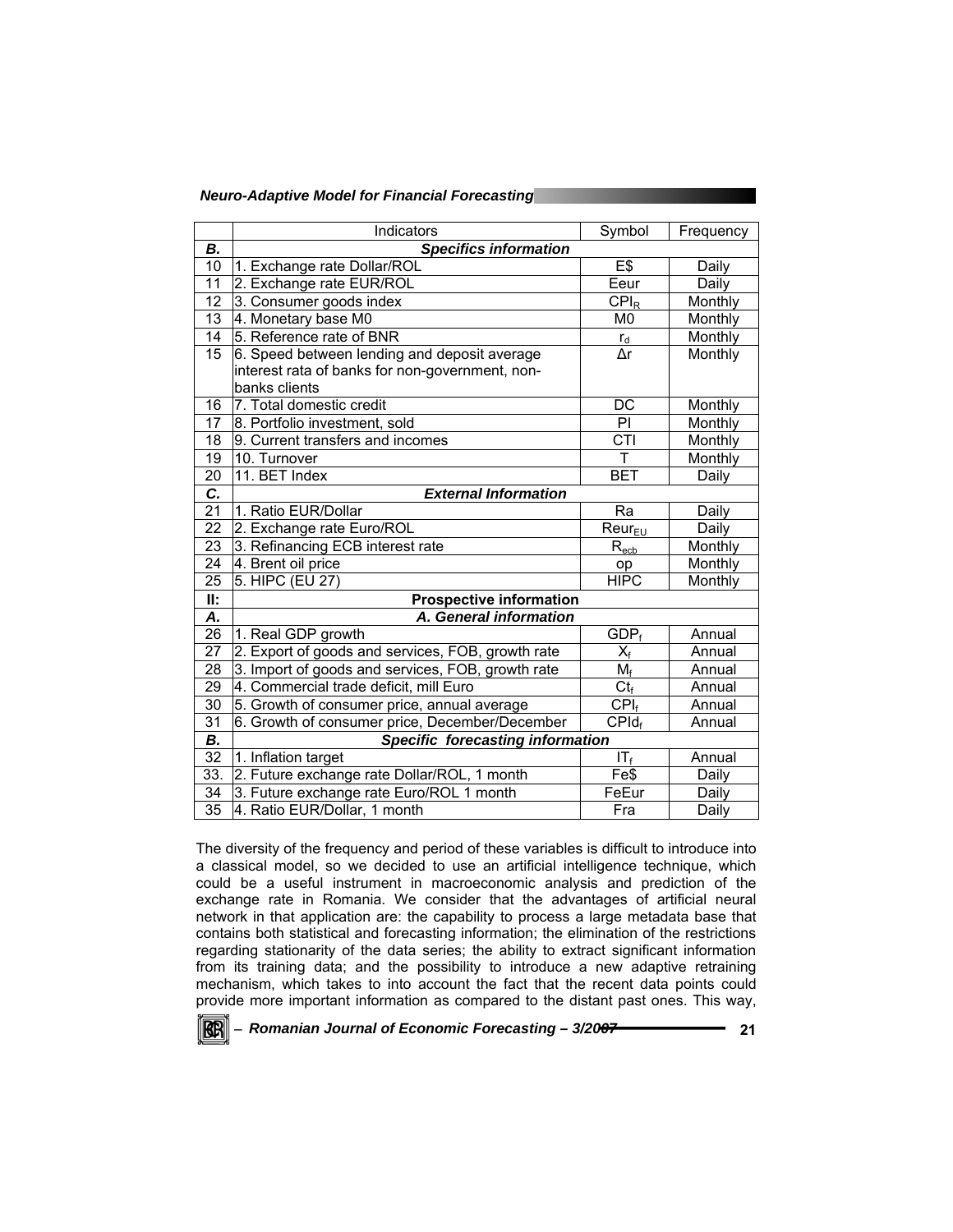|  | Indicators | Symbol | Frequency |
|---|---|---|---|
| ***B.*** | ***Specifics information*** |  |  |
| 10 | 1. Exchange rate Dollar/ROL | E$ | Daily |
| 11 | 2. Exchange rate EUR/ROL | Eeur | Daily |
| 12 | 3. Consumer goods index | $CPI_R$ | Monthly |
| 13 | 4. Monetary base M0 | M0 | Monthly |
| 14 | 5. Reference rate of BNR | $r_d$ | Monthly |
| 15 | 6. Speed between lending and deposit average interest rata of banks for non-government, non-banks clients | $\Delta r$ | Monthly |
| 16 | 7. Total domestic credit | DC | Monthly |
| 17 | 8. Portfolio investment, sold | PI | Monthly |
| 18 | 9. Current transfers and incomes | CTI | Monthly |
| 19 | 10. Turnover | T | Monthly |
| 20 | 11. BET Index | BET | Daily |
| ***C.*** | ***External Information*** |  |  |
| 21 | 1. Ratio EUR/Dollar | Ra | Daily |
| 22 | 2. Exchange rate Euro/ROL | $Reur_{EU}$ | Daily |
| 23 | 3. Refinancing ECB interest rate | $R_{ecb}$ | Monthly |
| 24 | 4. Brent oil price | op | Monthly |
| 25 | 5. HIPC (EU 27) | HIPC | Monthly |
| **II:** | **Prospective information** |  |  |
| ***A.*** | ***A. General information*** |  |  |
| 26 | 1. Real GDP growth | $GDP_f$ | Annual |
| 27 | 2. Export of goods and services, FOB, growth rate | $X_f$ | Annual |
| 28 | 3. Import of goods and services, FOB, growth rate | $M_f$ | Annual |
| 29 | 4. Commercial trade deficit, mill Euro | $Ct_f$ | Annual |
| 30 | 5. Growth of consumer price, annual average | $CPI_f$ | Annual |
| 31 | 6. Growth of consumer price, December/December | $CPId_f$ | Annual |
| ***B.*** | ***Specific forecasting information*** |  |  |
| 32 | 1. Inflation target | $IT_f$ | Annual |
| 33. | 2. Future exchange rate Dollar/ROL, 1 month | Fe$ | Daily |
| 34 | 3. Future exchange rate Euro/ROL 1 month | FeEur | Daily |
| 35 | 4. Ratio EUR/Dollar, 1 month | Fra | Daily |

The diversity of the frequency and period of these variables is difficult to introduce into a classical model, so we decided to use an artificial intelligence technique, which could be a useful instrument in macroeconomic analysis and prediction of the exchange rate in Romania. We consider that the advantages of artificial neural network in that application are: the capability to process a large metadata base that contains both statistical and forecasting information; the elimination of the restrictions regarding stationarity of the data series; the ability to extract significant information from its training data; and the possibility to introduce a new adaptive retraining mechanism, which takes to into account the fact that the recent data points could provide more important information as compared to the distant past ones. This way,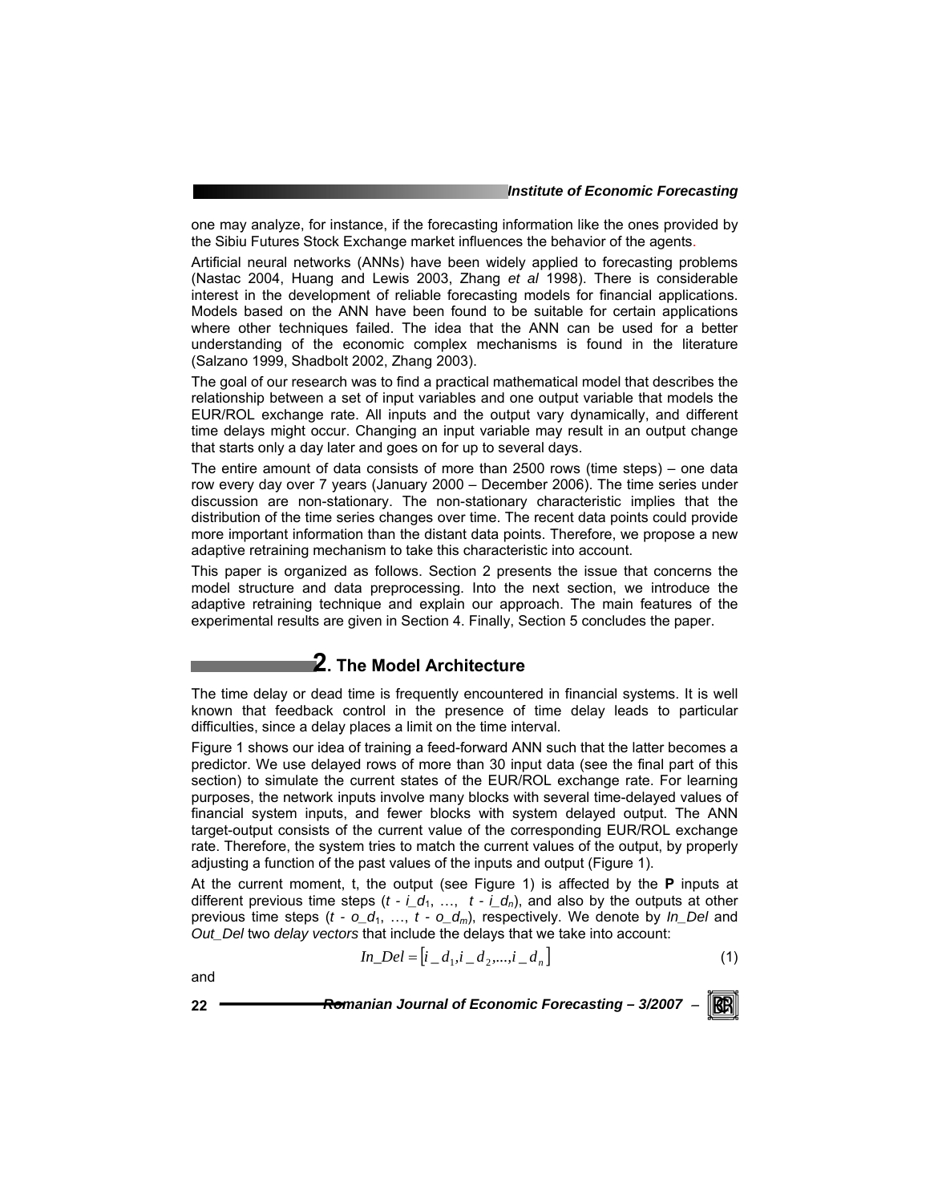one may analyze, for instance, if the forecasting information like the ones provided by the Sibiu Futures Stock Exchange market influences the behavior of the agents.

Artificial neural networks (ANNs) have been widely applied to forecasting problems (Nastac 2004, Huang and Lewis 2003, Zhang *et al* 1998). There is considerable interest in the development of reliable forecasting models for financial applications. Models based on the ANN have been found to be suitable for certain applications where other techniques failed. The idea that the ANN can be used for a better understanding of the economic complex mechanisms is found in the literature (Salzano 1999, Shadbolt 2002, Zhang 2003).

The goal of our research was to find a practical mathematical model that describes the relationship between a set of input variables and one output variable that models the EUR/ROL exchange rate. All inputs and the output vary dynamically, and different time delays might occur. Changing an input variable may result in an output change that starts only a day later and goes on for up to several days.

The entire amount of data consists of more than 2500 rows (time steps) – one data row every day over 7 years (January 2000 – December 2006). The time series under discussion are non-stationary. The non-stationary characteristic implies that the distribution of the time series changes over time. The recent data points could provide more important information than the distant data points. Therefore, we propose a new adaptive retraining mechanism to take this characteristic into account.

This paper is organized as follows. Section 2 presents the issue that concerns the model structure and data preprocessing. Into the next section, we introduce the adaptive retraining technique and explain our approach. The main features of the experimental results are given in Section 4. Finally, Section 5 concludes the paper.

## 2. The Model Architecture

The time delay or dead time is frequently encountered in financial systems. It is well known that feedback control in the presence of time delay leads to particular difficulties, since a delay places a limit on the time interval.

Figure 1 shows our idea of training a feed-forward ANN such that the latter becomes a predictor. We use delayed rows of more than 30 input data (see the final part of this section) to simulate the current states of the EUR/ROL exchange rate. For learning purposes, the network inputs involve many blocks with several time-delayed values of financial system inputs, and fewer blocks with system delayed output. The ANN target-output consists of the current value of the corresponding EUR/ROL exchange rate. Therefore, the system tries to match the current values of the output, by properly adjusting a function of the past values of the inputs and output (Figure 1).

At the current moment, t, the output (see Figure 1) is affected by the **P** inputs at different previous time steps ($t - i\_d_1$, …, $t - i\_d_n$), and also by the outputs at other previous time steps ($t - o\_d_1$, …, $t - o\_d_m$), respectively. We denote by *In_Del* and *Out_Del* two *delay vectors* that include the delays that we take into account:

$$In\_Del = \left[i\_d_1, i\_d_2, ..., i\_d_n\right] \tag{1}$$

and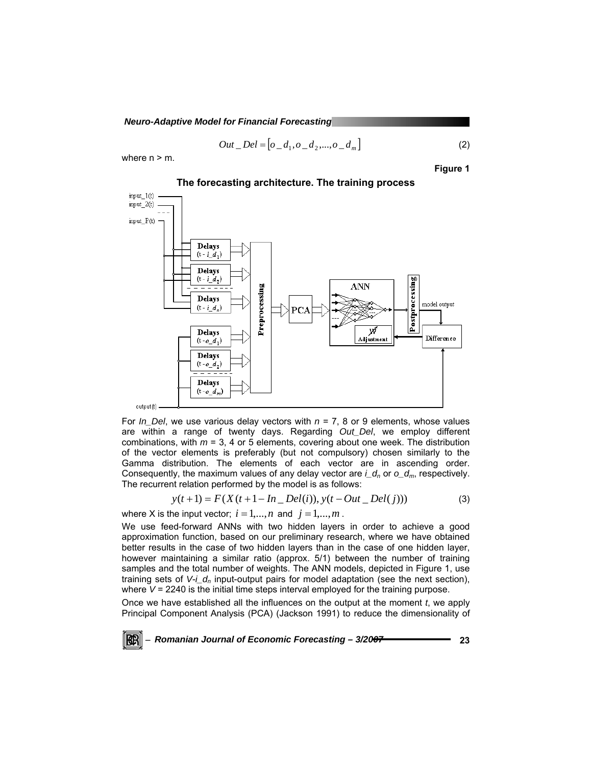$$Out\_Del = [o\_d_1, o\_d_2, ..., o\_d_m] \tag{2}$$

where n > m.

**Figure 1**

**The forecasting architecture. The training process**

For *In_Del*, we use various delay vectors with $n$ = 7, 8 or 9 elements, whose values are within a range of twenty days. Regarding *Out_Del*, we employ different combinations, with $m$ = 3, 4 or 5 elements, covering about one week. The distribution of the vector elements is preferably (but not compulsory) chosen similarly to the Gamma distribution. The elements of each vector are in ascending order. Consequently, the maximum values of any delay vector are $i\_d_n$ or $o\_d_m$, respectively. The recurrent relation performed by the model is as follows:

$$y(t+1) = F(X(t+1-In\_Del(i)), y(t-Out\_Del(j))) \tag{3}$$

where X is the input vector; $i = 1,...,n$ and $j = 1,...,m$.

We use feed-forward ANNs with two hidden layers in order to achieve a good approximation function, based on our preliminary research, where we have obtained better results in the case of two hidden layers than in the case of one hidden layer, however maintaining a similar ratio (approx. 5/1) between the number of training samples and the total number of weights. The ANN models, depicted in Figure 1, use training sets of $V$-$i\_d_n$ input-output pairs for model adaptation (see the next section), where $V$ = 2240 is the initial time steps interval employed for the training purpose.

Once we have established all the influences on the output at the moment $t$, we apply Principal Component Analysis (PCA) (Jackson 1991) to reduce the dimensionality of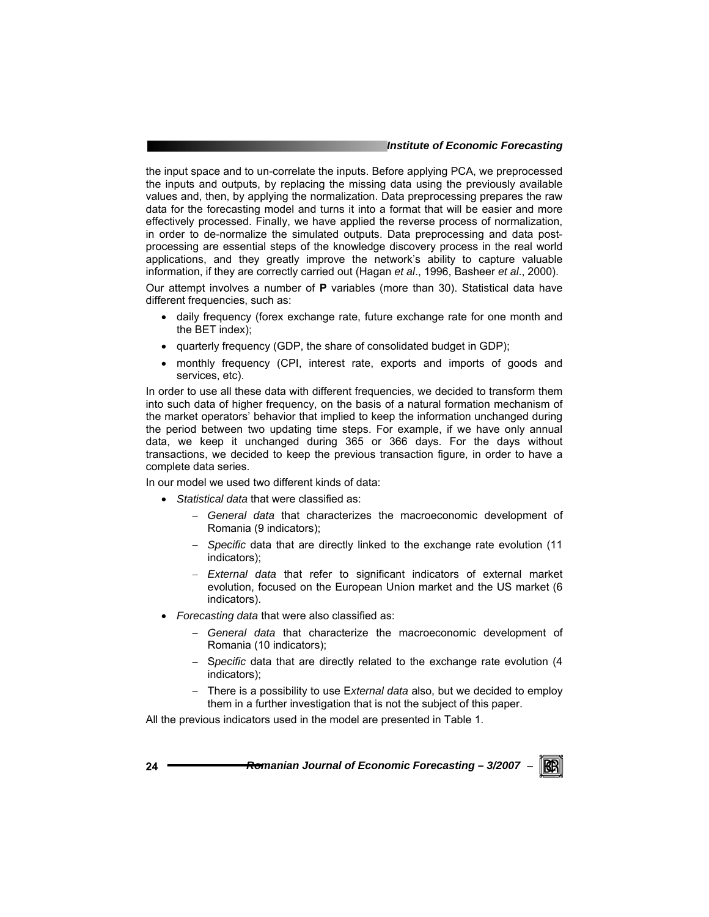the input space and to un-correlate the inputs. Before applying PCA, we preprocessed the inputs and outputs, by replacing the missing data using the previously available values and, then, by applying the normalization. Data preprocessing prepares the raw data for the forecasting model and turns it into a format that will be easier and more effectively processed. Finally, we have applied the reverse process of normalization, in order to de-normalize the simulated outputs. Data preprocessing and data post-processing are essential steps of the knowledge discovery process in the real world applications, and they greatly improve the network's ability to capture valuable information, if they are correctly carried out (Hagan *et al*., 1996, Basheer *et al*., 2000).

Our attempt involves a number of **P** variables (more than 30). Statistical data have different frequencies, such as:

- daily frequency (forex exchange rate, future exchange rate for one month and the BET index);
- quarterly frequency (GDP, the share of consolidated budget in GDP);
- monthly frequency (CPI, interest rate, exports and imports of goods and services, etc).

In order to use all these data with different frequencies, we decided to transform them into such data of higher frequency, on the basis of a natural formation mechanism of the market operators' behavior that implied to keep the information unchanged during the period between two updating time steps. For example, if we have only annual data, we keep it unchanged during 365 or 366 days. For the days without transactions, we decided to keep the previous transaction figure, in order to have a complete data series.

In our model we used two different kinds of data:

- *Statistical data* that were classified as:
  - *General data* that characterizes the macroeconomic development of Romania (9 indicators);
  - *Specific* data that are directly linked to the exchange rate evolution (11 indicators);
  - *External data* that refer to significant indicators of external market evolution, focused on the European Union market and the US market (6 indicators).
- *Forecasting data* that were also classified as:
  - *General data* that characterize the macroeconomic development of Romania (10 indicators);
  - S*pecific* data that are directly related to the exchange rate evolution (4 indicators);
  - There is a possibility to use E*xternal data* also, but we decided to employ them in a further investigation that is not the subject of this paper.

All the previous indicators used in the model are presented in Table 1.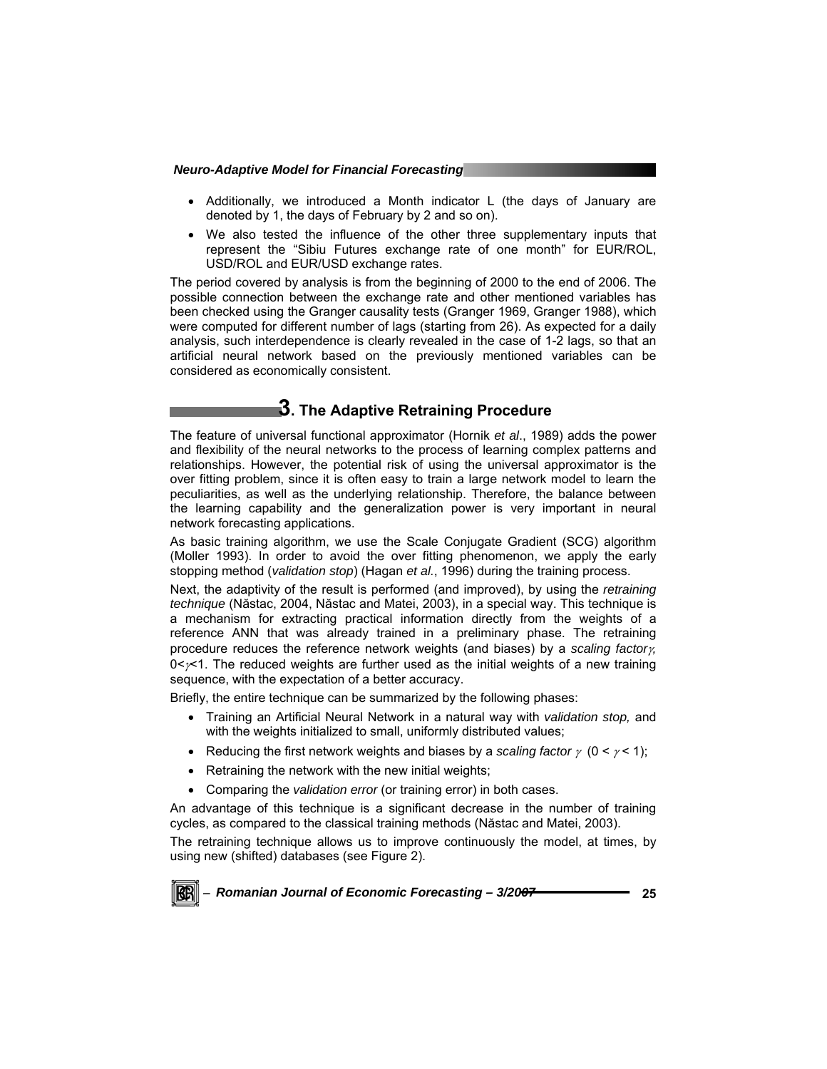- Additionally, we introduced a Month indicator L (the days of January are denoted by 1, the days of February by 2 and so on).
- We also tested the influence of the other three supplementary inputs that represent the "Sibiu Futures exchange rate of one month" for EUR/ROL, USD/ROL and EUR/USD exchange rates.

The period covered by analysis is from the beginning of 2000 to the end of 2006. The possible connection between the exchange rate and other mentioned variables has been checked using the Granger causality tests (Granger 1969, Granger 1988), which were computed for different number of lags (starting from 26). As expected for a daily analysis, such interdependence is clearly revealed in the case of 1-2 lags, so that an artificial neural network based on the previously mentioned variables can be considered as economically consistent.

## 3. The Adaptive Retraining Procedure

The feature of universal functional approximator (Hornik *et al*., 1989) adds the power and flexibility of the neural networks to the process of learning complex patterns and relationships. However, the potential risk of using the universal approximator is the over fitting problem, since it is often easy to train a large network model to learn the peculiarities, as well as the underlying relationship. Therefore, the balance between the learning capability and the generalization power is very important in neural network forecasting applications.

As basic training algorithm, we use the Scale Conjugate Gradient (SCG) algorithm (Moller 1993). In order to avoid the over fitting phenomenon, we apply the early stopping method (*validation stop*) (Hagan *et al*., 1996) during the training process.

Next, the adaptivity of the result is performed (and improved), by using the *retraining technique* (Năstac, 2004, Năstac and Matei, 2003), in a special way. This technique is a mechanism for extracting practical information directly from the weights of a reference ANN that was already trained in a preliminary phase. The retraining procedure reduces the reference network weights (and biases) by a *scaling factor* $\gamma$, $0<\gamma<1$. The reduced weights are further used as the initial weights of a new training sequence, with the expectation of a better accuracy.

Briefly, the entire technique can be summarized by the following phases:

- Training an Artificial Neural Network in a natural way with *validation stop,* and with the weights initialized to small, uniformly distributed values;
- Reducing the first network weights and biases by a *scaling factor* $\gamma$ ($0 < \gamma < 1$);
- Retraining the network with the new initial weights;
- Comparing the *validation error* (or training error) in both cases.

An advantage of this technique is a significant decrease in the number of training cycles, as compared to the classical training methods (Năstac and Matei, 2003).

The retraining technique allows us to improve continuously the model, at times, by using new (shifted) databases (see Figure 2).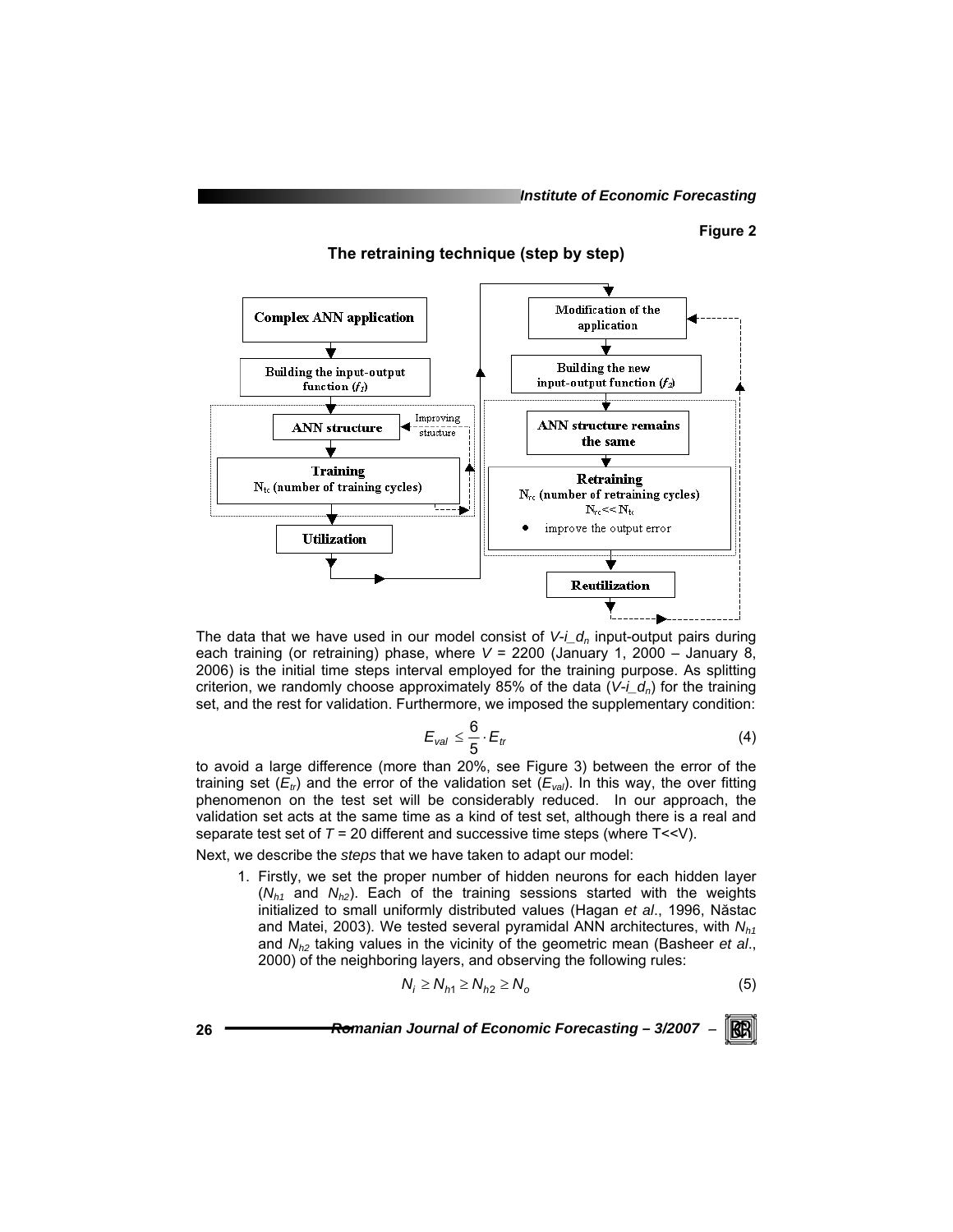**Figure 2**

**The retraining technique (step by step)**

The data that we have used in our model consist of $V$-$i\_d_n$ input-output pairs during each training (or retraining) phase, where $V$ = 2200 (January 1, 2000 – January 8, 2006) is the initial time steps interval employed for the training purpose. As splitting criterion, we randomly choose approximately 85% of the data ($V$-$i\_d_n$) for the training set, and the rest for validation. Furthermore, we imposed the supplementary condition:

$$E_{val} \leq \frac{6}{5} \cdot E_{tr} \tag{4}$$

to avoid a large difference (more than 20%, see Figure 3) between the error of the training set ($E_{tr}$) and the error of the validation set ($E_{val}$). In this way, the over fitting phenomenon on the test set will be considerably reduced. In our approach, the validation set acts at the same time as a kind of test set, although there is a real and separate test set of $T$ = 20 different and successive time steps (where T<<V).

Next, we describe the *steps* that we have taken to adapt our model:

1. Firstly, we set the proper number of hidden neurons for each hidden layer ($N_{h1}$ and $N_{h2}$). Each of the training sessions started with the weights initialized to small uniformly distributed values (Hagan *et al*., 1996, Năstac and Matei, 2003). We tested several pyramidal ANN architectures, with $N_{h1}$ and $N_{h2}$ taking values in the vicinity of the geometric mean (Basheer *et al*., 2000) of the neighboring layers, and observing the following rules:

$$N_i \geq N_{h1} \geq N_{h2} \geq N_o \tag{5}$$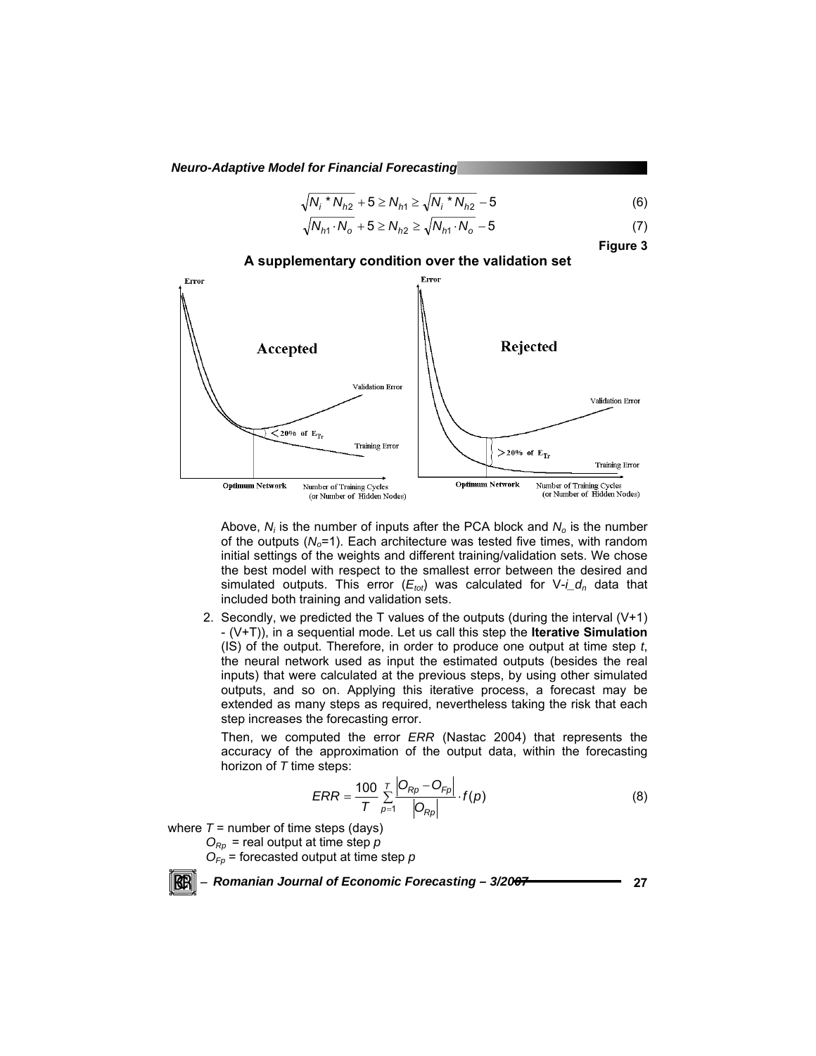$$\sqrt{N_i * N_{h2}} + 5 \geq N_{h1} \geq \sqrt{N_i * N_{h2}} - 5 \quad (6)$$

$$\sqrt{N_{h1} \cdot N_o} + 5 \geq N_{h2} \geq \sqrt{N_{h1} \cdot N_o} - 5 \quad (7)$$

**Figure 3**

**A supplementary condition over the validation set**

Accepted: Error vs. Number of Training Cycles (or Number of Hidden Nodes); Validation Error; Training Error; $< 20\%$ of $E_{Tr}$; Optimum Network

Rejected: Error vs. Number of Training Cycles (or Number of Hidden Nodes); Validation Error; Training Error; $> 20\%$ of $E_{Tr}$; Optimum Network

Above, $N_i$ is the number of inputs after the PCA block and $N_o$ is the number of the outputs ($N_o$=1). Each architecture was tested five times, with random initial settings of the weights and different training/validation sets. We chose the best model with respect to the smallest error between the desired and simulated outputs. This error ($E_{tot}$) was calculated for V-$i\_d_n$ data that included both training and validation sets.

2. Secondly, we predicted the T values of the outputs (during the interval (V+1) - (V+T)), in a sequential mode. Let us call this step the **Iterative Simulation** (IS) of the output. Therefore, in order to produce one output at time step *t*, the neural network used as input the estimated outputs (besides the real inputs) that were calculated at the previous steps, by using other simulated outputs, and so on. Applying this iterative process, a forecast may be extended as many steps as required, nevertheless taking the risk that each step increases the forecasting error.

   Then, we computed the error *ERR* (Nastac 2004) that represents the accuracy of the approximation of the output data, within the forecasting horizon of *T* time steps:

$$ERR = \frac{100}{T} \sum_{p=1}^{T} \frac{\left|O_{Rp} - O_{Fp}\right|}{\left|O_{Rp}\right|} \cdot f(p) \quad (8)$$

where $T$ = number of time steps (days)

$O_{Rp}$ = real output at time step $p$

$O_{Fp}$ = forecasted output at time step $p$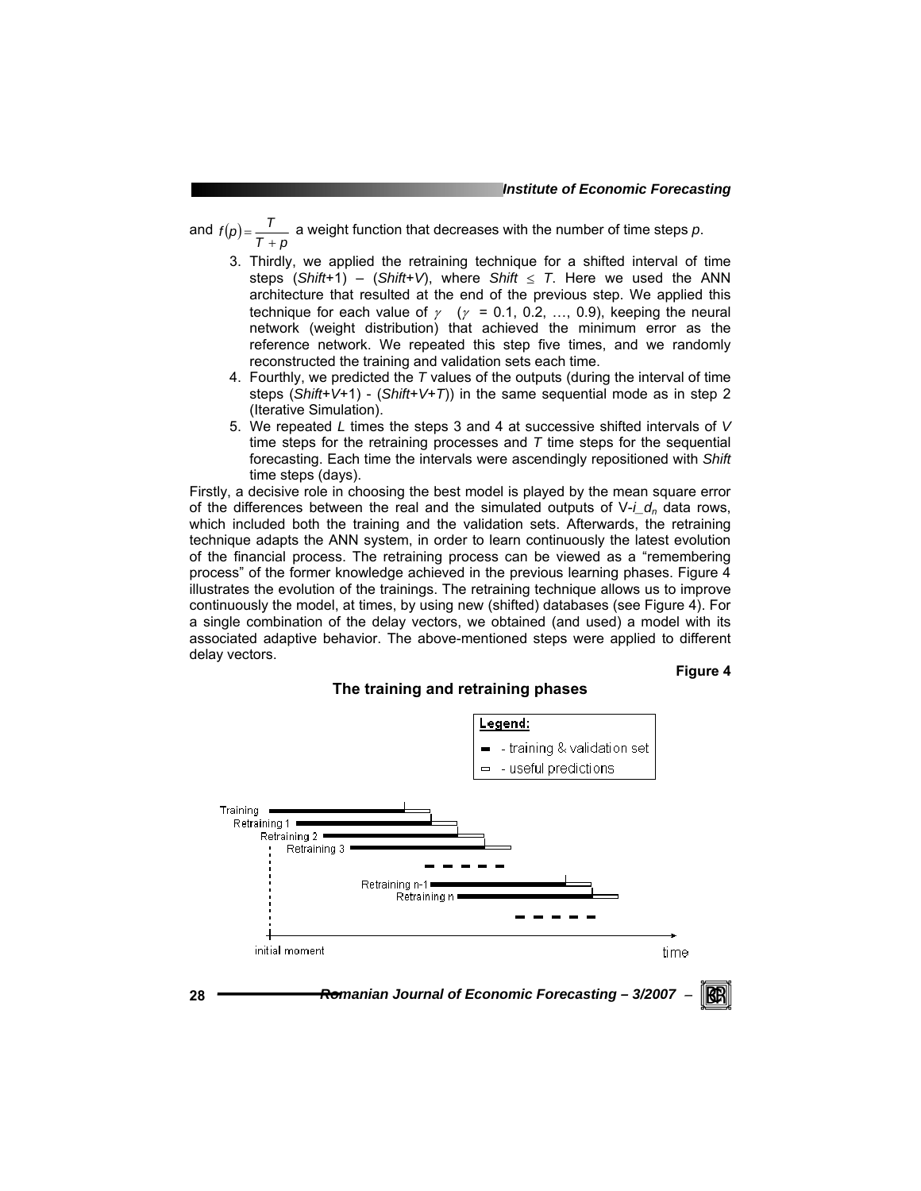and $f(p)=\frac{T}{T+p}$ a weight function that decreases with the number of time steps $p$.

3. Thirdly, we applied the retraining technique for a shifted interval of time steps (*Shift*+1) – (*Shift*+*V*), where $Shift \leq T$. Here we used the ANN architecture that resulted at the end of the previous step. We applied this technique for each value of $\gamma$ ($\gamma$ = 0.1, 0.2, …, 0.9), keeping the neural network (weight distribution) that achieved the minimum error as the reference network. We repeated this step five times, and we randomly reconstructed the training and validation sets each time.
4. Fourthly, we predicted the *T* values of the outputs (during the interval of time steps (*Shift*+*V*+1) - (*Shift*+*V*+*T*)) in the same sequential mode as in step 2 (Iterative Simulation).
5. We repeated *L* times the steps 3 and 4 at successive shifted intervals of *V* time steps for the retraining processes and *T* time steps for the sequential forecasting. Each time the intervals were ascendingly repositioned with *Shift* time steps (days).

Firstly, a decisive role in choosing the best model is played by the mean square error of the differences between the real and the simulated outputs of V-$i\_d_n$ data rows, which included both the training and the validation sets. Afterwards, the retraining technique adapts the ANN system, in order to learn continuously the latest evolution of the financial process. The retraining process can be viewed as a "remembering process" of the former knowledge achieved in the previous learning phases. Figure 4 illustrates the evolution of the trainings. The retraining technique allows us to improve continuously the model, at times, by using new (shifted) databases (see Figure 4). For a single combination of the delay vectors, we obtained (and used) a model with its associated adaptive behavior. The above-mentioned steps were applied to different delay vectors.

**Figure 4**

**The training and retraining phases**

Legend:
- training & validation set
- useful predictions

Training
Retraining 1
Retraining 2
Retraining 3
Retraining n-1
Retraining n

initial moment — time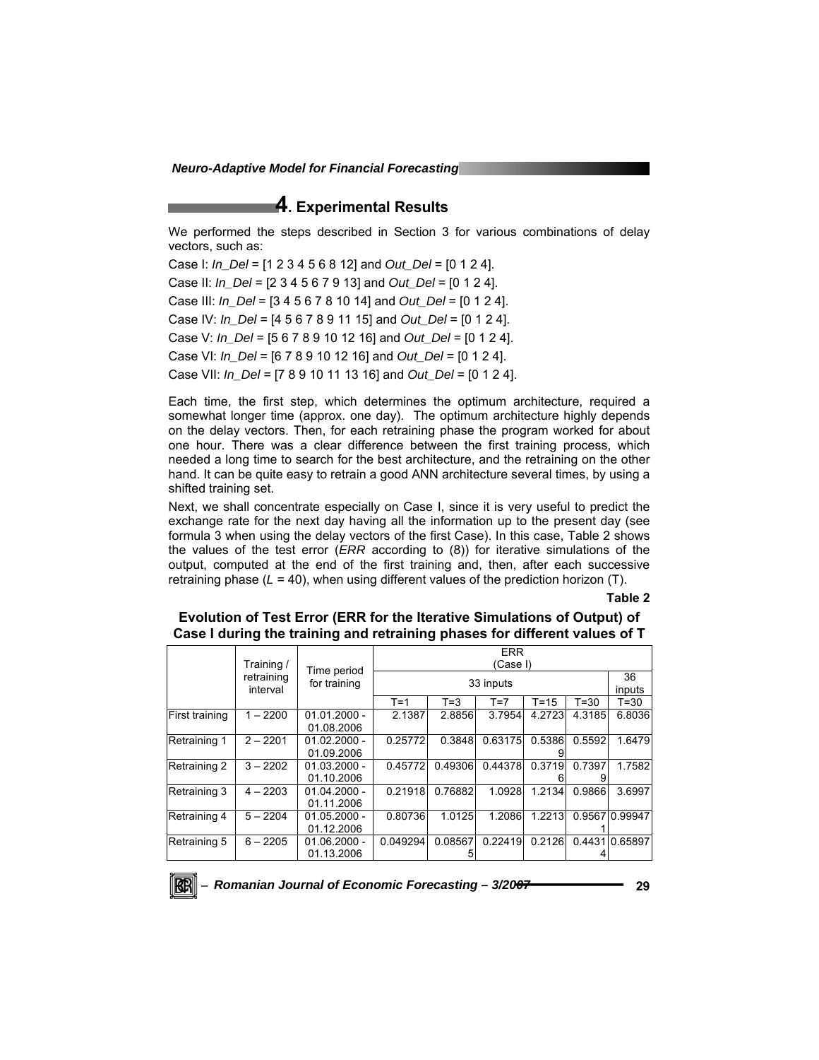## 4. Experimental Results

We performed the steps described in Section 3 for various combinations of delay vectors, such as:

Case I: *In_Del* = [1 2 3 4 5 6 8 12] and *Out_Del* = [0 1 2 4].

Case II: *In_Del* = [2 3 4 5 6 7 9 13] and *Out_Del* = [0 1 2 4].

Case III: *In_Del* = [3 4 5 6 7 8 10 14] and *Out_Del* = [0 1 2 4].

Case IV: *In_Del* = [4 5 6 7 8 9 11 15] and *Out_Del* = [0 1 2 4].

Case V: *In_Del* = [5 6 7 8 9 10 12 16] and *Out_Del* = [0 1 2 4].

Case VI: *In_Del* = [6 7 8 9 10 12 16] and *Out_Del* = [0 1 2 4].

Case VII: *In_Del* = [7 8 9 10 11 13 16] and *Out_Del* = [0 1 2 4].

Each time, the first step, which determines the optimum architecture, required a somewhat longer time (approx. one day). The optimum architecture highly depends on the delay vectors. Then, for each retraining phase the program worked for about one hour. There was a clear difference between the first training process, which needed a long time to search for the best architecture, and the retraining on the other hand. It can be quite easy to retrain a good ANN architecture several times, by using a shifted training set.

Next, we shall concentrate especially on Case I, since it is very useful to predict the exchange rate for the next day having all the information up to the present day (see formula 3 when using the delay vectors of the first Case). In this case, Table 2 shows the values of the test error (*ERR* according to (8)) for iterative simulations of the output, computed at the end of the first training and, then, after each successive retraining phase ($L$ = 40), when using different values of the prediction horizon (T).

**Table 2**

**Evolution of Test Error (ERR for the Iterative Simulations of Output) of Case I during the training and retraining phases for different values of T**

| | Training / retraining interval | Time period for training | ERR (Case I) | | | | | |
|---|---|---|---|---|---|---|---|---|
| | | | 33 inputs | | | | | 36 inputs |
| | | | T=1 | T=3 | T=7 | T=15 | T=30 | T=30 |
| First training | 1 – 2200 | 01.01.2000 - 01.08.2006 | 2.1387 | 2.8856 | 3.7954 | 4.2723 | 4.3185 | 6.8036 |
| Retraining 1 | 2 – 2201 | 01.02.2000 - 01.09.2006 | 0.25772 | 0.3848 | 0.63175 | 0.53869 | 0.5592 | 1.6479 |
| Retraining 2 | 3 – 2202 | 01.03.2000 - 01.10.2006 | 0.45772 | 0.49306 | 0.44378 | 0.37196 | 0.73979 | 1.7582 |
| Retraining 3 | 4 – 2203 | 01.04.2000 - 01.11.2006 | 0.21918 | 0.76882 | 1.0928 | 1.2134 | 0.9866 | 3.6997 |
| Retraining 4 | 5 – 2204 | 01.05.2000 - 01.12.2006 | 0.80736 | 1.0125 | 1.2086 | 1.2213 | 0.95671 | 0.99947 |
| Retraining 5 | 6 – 2205 | 01.06.2000 - 01.13.2006 | 0.049294 | 0.085675 | 0.22419 | 0.2126 | 0.44314 | 0.65897 |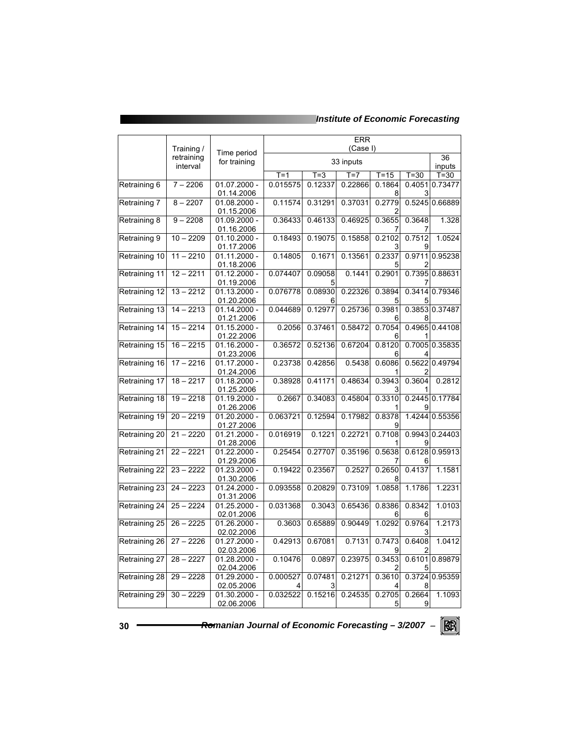| | Training / retraining interval | Time period for training | ERR (Case I) | | | | | |
|---|---|---|---|---|---|---|---|---|
| | | | 33 inputs | | | | | 36 inputs |
| | | | T=1 | T=3 | T=7 | T=15 | T=30 | T=30 |
| Retraining 6 | 7 – 2206 | 01.07.2000 - 01.14.2006 | 0.015575 | 0.12337 | 0.22866 | 0.18648 | 0.40513 | 0.73477 |
| Retraining 7 | 8 – 2207 | 01.08.2000 - 01.15.2006 | 0.11574 | 0.31291 | 0.37031 | 0.27792 | 0.5245 | 0.66889 |
| Retraining 8 | 9 – 2208 | 01.09.2000 - 01.16.2006 | 0.36433 | 0.46133 | 0.46925 | 0.36557 | 0.36487 | 1.328 |
| Retraining 9 | 10 – 2209 | 01.10.2000 - 01.17.2006 | 0.18493 | 0.19075 | 0.15858 | 0.21023 | 0.75129 | 1.0524 |
| Retraining 10 | 11 – 2210 | 01.11.2000 - 01.18.2006 | 0.14805 | 0.1671 | 0.13561 | 0.23375 | 0.97112 | 0.95238 |
| Retraining 11 | 12 – 2211 | 01.12.2000 - 01.19.2006 | 0.074407 | 0.090585 | 0.1441 | 0.2901 | 0.73957 | 0.88631 |
| Retraining 12 | 13 – 2212 | 01.13.2000 - 01.20.2006 | 0.076778 | 0.089306 | 0.22326 | 0.38945 | 0.34145 | 0.79346 |
| Retraining 13 | 14 – 2213 | 01.14.2000 - 01.21.2006 | 0.044689 | 0.12977 | 0.25736 | 0.39816 | 0.38538 | 0.37487 |
| Retraining 14 | 15 – 2214 | 01.15.2000 - 01.22.2006 | 0.2056 | 0.37461 | 0.58472 | 0.70546 | 0.49651 | 0.44108 |
| Retraining 15 | 16 – 2215 | 01.16.2000 - 01.23.2006 | 0.36572 | 0.52136 | 0.67204 | 0.81206 | 0.70054 | 0.35835 |
| Retraining 16 | 17 – 2216 | 01.17.2000 - 01.24.2006 | 0.23738 | 0.42856 | 0.5438 | 0.60861 | 0.56222 | 0.49794 |
| Retraining 17 | 18 – 2217 | 01.18.2000 - 01.25.2006 | 0.38928 | 0.41171 | 0.48634 | 0.39433 | 0.36041 | 0.2812 |
| Retraining 18 | 19 – 2218 | 01.19.2000 - 01.26.2006 | 0.2667 | 0.34083 | 0.45804 | 0.33101 | 0.24459 | 0.17784 |
| Retraining 19 | 20 – 2219 | 01.20.2000 - 01.27.2006 | 0.063721 | 0.12594 | 0.17982 | 0.83789 | 1.4244 | 0.55356 |
| Retraining 20 | 21 – 2220 | 01.21.2000 - 01.28.2006 | 0.016919 | 0.1221 | 0.22721 | 0.71081 | 0.99439 | 0.24403 |
| Retraining 21 | 22 – 2221 | 01.22.2000 - 01.29.2006 | 0.25454 | 0.27707 | 0.35196 | 0.56387 | 0.61286 | 0.95913 |
| Retraining 22 | 23 – 2222 | 01.23.2000 - 01.30.2006 | 0.19422 | 0.23567 | 0.2527 | 0.26508 | 0.4137 | 1.1581 |
| Retraining 23 | 24 – 2223 | 01.24.2000 - 01.31.2006 | 0.093558 | 0.20829 | 0.73109 | 1.0858 | 1.1786 | 1.2231 |
| Retraining 24 | 25 – 2224 | 01.25.2000 - 02.01.2006 | 0.031368 | 0.3043 | 0.65436 | 0.83866 | 0.83426 | 1.0103 |
| Retraining 25 | 26 – 2225 | 01.26.2000 - 02.02.2006 | 0.3603 | 0.65889 | 0.90449 | 1.0292 | 0.97643 | 1.2173 |
| Retraining 26 | 27 – 2226 | 01.27.2000 - 02.03.2006 | 0.42913 | 0.67081 | 0.7131 | 0.74739 | 0.64082 | 1.0412 |
| Retraining 27 | 28 – 2227 | 01.28.2000 - 02.04.2006 | 0.10476 | 0.0897 | 0.23975 | 0.34532 | 0.61015 | 0.89879 |
| Retraining 28 | 29 – 2228 | 01.29.2000 - 02.05.2006 | 0.0005274 | 0.074813 | 0.21271 | 0.36104 | 0.37248 | 0.95359 |
| Retraining 29 | 30 – 2229 | 01.30.2000 - 02.06.2006 | 0.032522 | 0.15216 | 0.24535 | 0.27055 | 0.26649 | 1.1093 |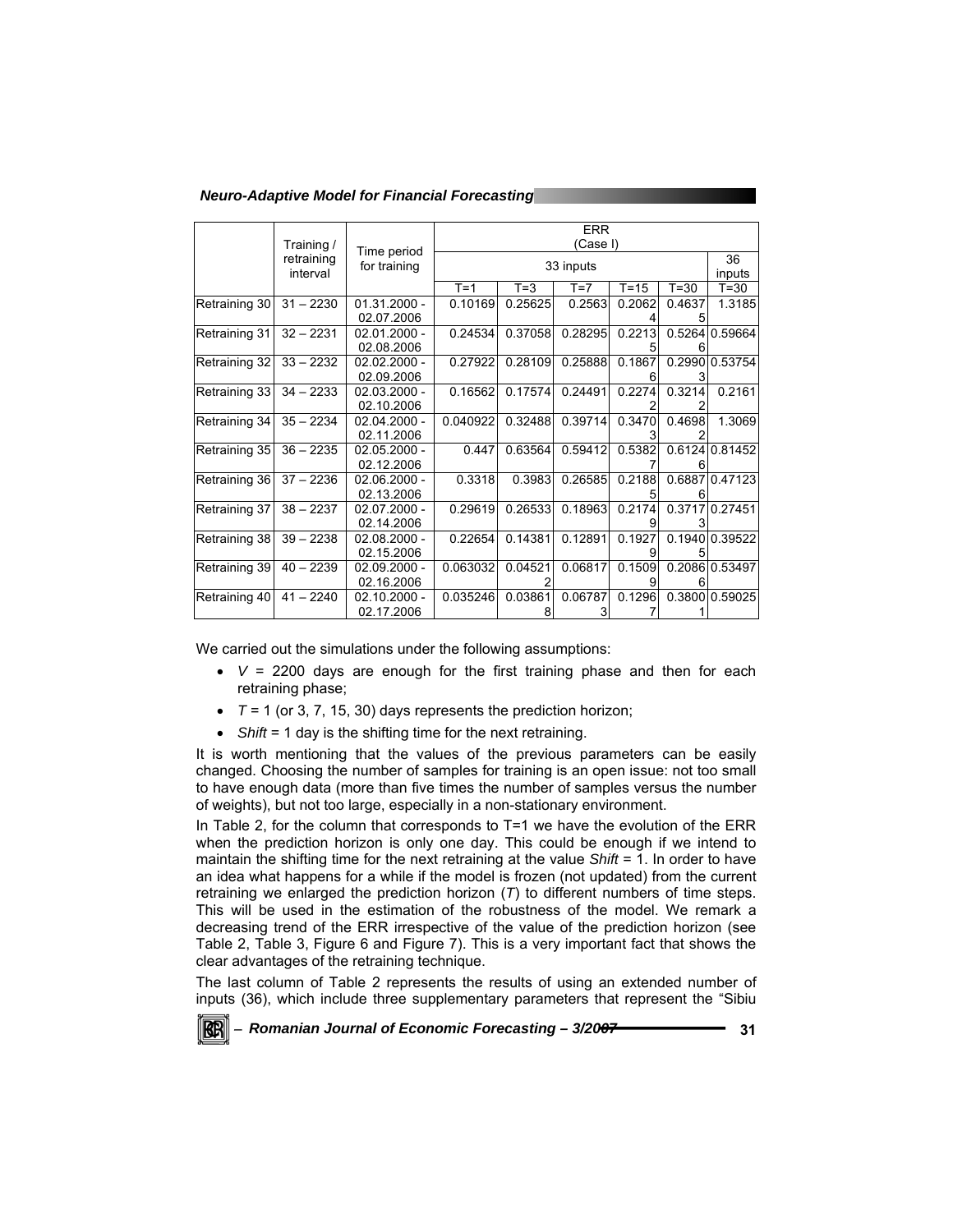| | Training / retraining interval | Time period for training | ERR (Case I) | | | | | |
|---|---|---|---|---|---|---|---|---|
| | | | 33 inputs | | | | | 36 inputs |
| | | | T=1 | T=3 | T=7 | T=15 | T=30 | T=30 |
| Retraining 30 | 31 – 2230 | 01.31.2000 - 02.07.2006 | 0.10169 | 0.25625 | 0.2563 | 0.20624 | 0.46375 | 1.3185 |
| Retraining 31 | 32 – 2231 | 02.01.2000 - 02.08.2006 | 0.24534 | 0.37058 | 0.28295 | 0.22135 | 0.52646 | 0.59664 |
| Retraining 32 | 33 – 2232 | 02.02.2000 - 02.09.2006 | 0.27922 | 0.28109 | 0.25888 | 0.18676 | 0.29903 | 0.53754 |
| Retraining 33 | 34 – 2233 | 02.03.2000 - 02.10.2006 | 0.16562 | 0.17574 | 0.24491 | 0.22742 | 0.32142 | 0.2161 |
| Retraining 34 | 35 – 2234 | 02.04.2000 - 02.11.2006 | 0.040922 | 0.32488 | 0.39714 | 0.34703 | 0.46982 | 1.3069 |
| Retraining 35 | 36 – 2235 | 02.05.2000 - 02.12.2006 | 0.447 | 0.63564 | 0.59412 | 0.53827 | 0.61246 | 0.81452 |
| Retraining 36 | 37 – 2236 | 02.06.2000 - 02.13.2006 | 0.3318 | 0.3983 | 0.26585 | 0.21885 | 0.68876 | 0.47123 |
| Retraining 37 | 38 – 2237 | 02.07.2000 - 02.14.2006 | 0.29619 | 0.26533 | 0.18963 | 0.21749 | 0.37173 | 0.27451 |
| Retraining 38 | 39 – 2238 | 02.08.2000 - 02.15.2006 | 0.22654 | 0.14381 | 0.12891 | 0.19279 | 0.19405 | 0.39522 |
| Retraining 39 | 40 – 2239 | 02.09.2000 - 02.16.2006 | 0.063032 | 0.045212 | 0.06817 | 0.15099 | 0.20866 | 0.53497 |
| Retraining 40 | 41 – 2240 | 02.10.2000 - 02.17.2006 | 0.035246 | 0.038618 | 0.067873 | 0.12967 | 0.38001 | 0.59025 |

We carried out the simulations under the following assumptions:

- $V$ = 2200 days are enough for the first training phase and then for each retraining phase;
- $T$ = 1 (or 3, 7, 15, 30) days represents the prediction horizon;
- *Shift* = 1 day is the shifting time for the next retraining.

It is worth mentioning that the values of the previous parameters can be easily changed. Choosing the number of samples for training is an open issue: not too small to have enough data (more than five times the number of samples versus the number of weights), but not too large, especially in a non-stationary environment.

In Table 2, for the column that corresponds to T=1 we have the evolution of the ERR when the prediction horizon is only one day. This could be enough if we intend to maintain the shifting time for the next retraining at the value *Shift* = 1. In order to have an idea what happens for a while if the model is frozen (not updated) from the current retraining we enlarged the prediction horizon ($T$) to different numbers of time steps. This will be used in the estimation of the robustness of the model. We remark a decreasing trend of the ERR irrespective of the value of the prediction horizon (see Table 2, Table 3, Figure 6 and Figure 7). This is a very important fact that shows the clear advantages of the retraining technique.

The last column of Table 2 represents the results of using an extended number of inputs (36), which include three supplementary parameters that represent the "Sibiu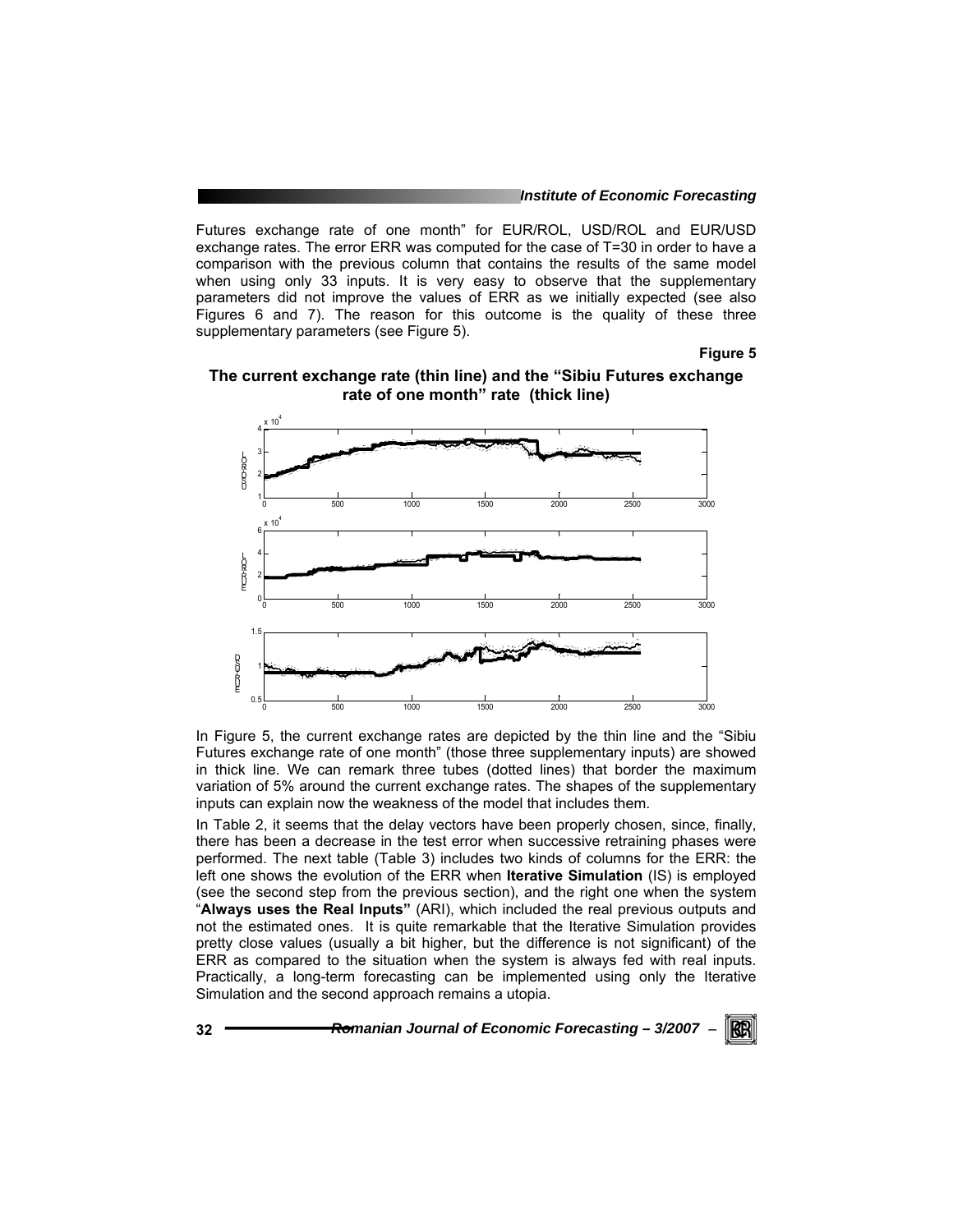Futures exchange rate of one month" for EUR/ROL, USD/ROL and EUR/USD exchange rates. The error ERR was computed for the case of T=30 in order to have a comparison with the previous column that contains the results of the same model when using only 33 inputs. It is very easy to observe that the supplementary parameters did not improve the values of ERR as we initially expected (see also Figures 6 and 7). The reason for this outcome is the quality of these three supplementary parameters (see Figure 5).

**Figure 5**

**The current exchange rate (thin line) and the "Sibiu Futures exchange rate of one month" rate (thick line)**

In Figure 5, the current exchange rates are depicted by the thin line and the "Sibiu Futures exchange rate of one month" (those three supplementary inputs) are showed in thick line. We can remark three tubes (dotted lines) that border the maximum variation of 5% around the current exchange rates. The shapes of the supplementary inputs can explain now the weakness of the model that includes them.

In Table 2, it seems that the delay vectors have been properly chosen, since, finally, there has been a decrease in the test error when successive retraining phases were performed. The next table (Table 3) includes two kinds of columns for the ERR: the left one shows the evolution of the ERR when **Iterative Simulation** (IS) is employed (see the second step from the previous section), and the right one when the system "**Always uses the Real Inputs"** (ARI), which included the real previous outputs and not the estimated ones. It is quite remarkable that the Iterative Simulation provides pretty close values (usually a bit higher, but the difference is not significant) of the ERR as compared to the situation when the system is always fed with real inputs. Practically, a long-term forecasting can be implemented using only the Iterative Simulation and the second approach remains a utopia.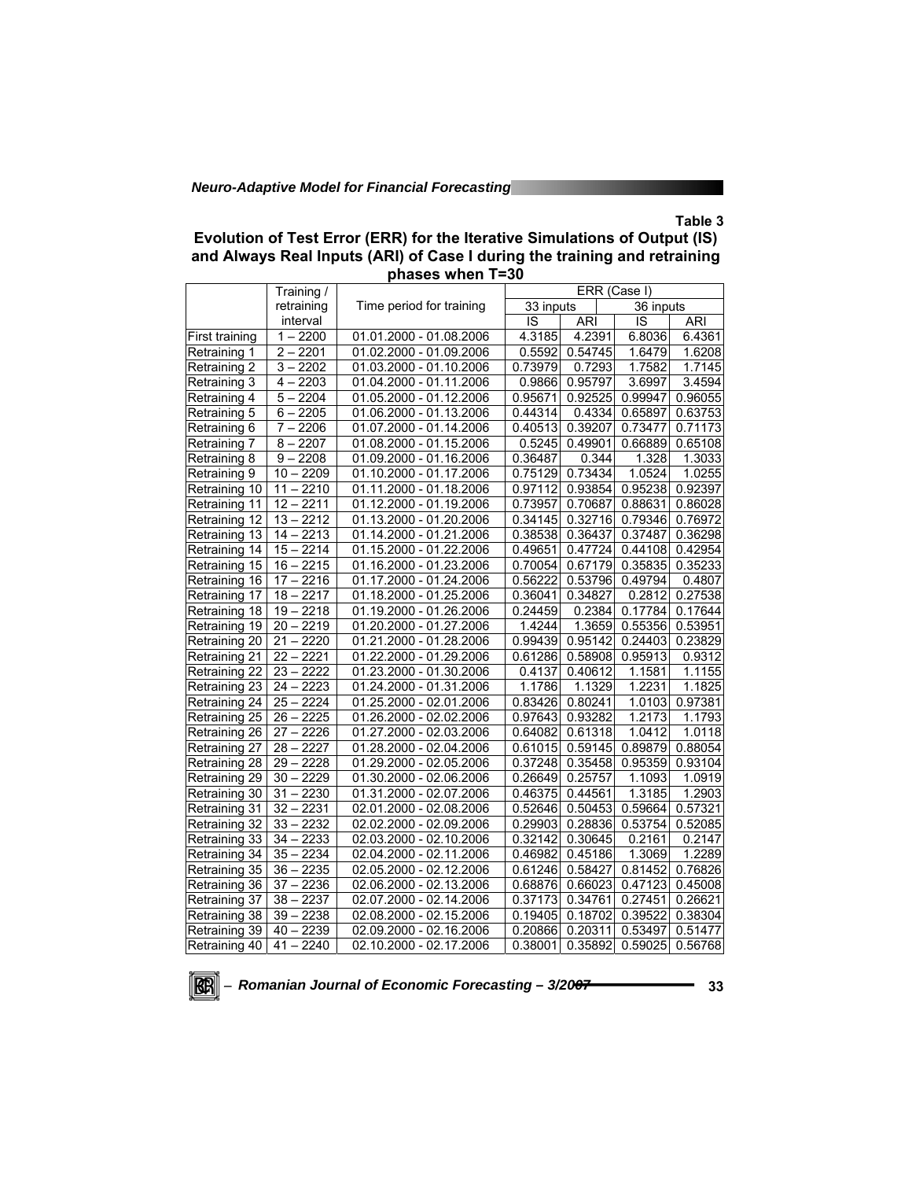**Table 3**

**Evolution of Test Error (ERR) for the Iterative Simulations of Output (IS) and Always Real Inputs (ARI) of Case I during the training and retraining phases when T=30**

| | Training / retraining interval | Time period for training | ERR (Case I) | | | |
|---|---|---|---|---|---|---|
| | | | 33 inputs | | 36 inputs | |
| | | | IS | ARI | IS | ARI |
| First training | 1 – 2200 | 01.01.2000 - 01.08.2006 | 4.3185 | 4.2391 | 6.8036 | 6.4361 |
| Retraining 1 | 2 – 2201 | 01.02.2000 - 01.09.2006 | 0.5592 | 0.54745 | 1.6479 | 1.6208 |
| Retraining 2 | 3 – 2202 | 01.03.2000 - 01.10.2006 | 0.73979 | 0.7293 | 1.7582 | 1.7145 |
| Retraining 3 | 4 – 2203 | 01.04.2000 - 01.11.2006 | 0.9866 | 0.95797 | 3.6997 | 3.4594 |
| Retraining 4 | 5 – 2204 | 01.05.2000 - 01.12.2006 | 0.95671 | 0.92525 | 0.99947 | 0.96055 |
| Retraining 5 | 6 – 2205 | 01.06.2000 - 01.13.2006 | 0.44314 | 0.4334 | 0.65897 | 0.63753 |
| Retraining 6 | 7 – 2206 | 01.07.2000 - 01.14.2006 | 0.40513 | 0.39207 | 0.73477 | 0.71173 |
| Retraining 7 | 8 – 2207 | 01.08.2000 - 01.15.2006 | 0.5245 | 0.49901 | 0.66889 | 0.65108 |
| Retraining 8 | 9 – 2208 | 01.09.2000 - 01.16.2006 | 0.36487 | 0.344 | 1.328 | 1.3033 |
| Retraining 9 | 10 – 2209 | 01.10.2000 - 01.17.2006 | 0.75129 | 0.73434 | 1.0524 | 1.0255 |
| Retraining 10 | 11 – 2210 | 01.11.2000 - 01.18.2006 | 0.97112 | 0.93854 | 0.95238 | 0.92397 |
| Retraining 11 | 12 – 2211 | 01.12.2000 - 01.19.2006 | 0.73957 | 0.70687 | 0.88631 | 0.86028 |
| Retraining 12 | 13 – 2212 | 01.13.2000 - 01.20.2006 | 0.34145 | 0.32716 | 0.79346 | 0.76972 |
| Retraining 13 | 14 – 2213 | 01.14.2000 - 01.21.2006 | 0.38538 | 0.36437 | 0.37487 | 0.36298 |
| Retraining 14 | 15 – 2214 | 01.15.2000 - 01.22.2006 | 0.49651 | 0.47724 | 0.44108 | 0.42954 |
| Retraining 15 | 16 – 2215 | 01.16.2000 - 01.23.2006 | 0.70054 | 0.67179 | 0.35835 | 0.35233 |
| Retraining 16 | 17 – 2216 | 01.17.2000 - 01.24.2006 | 0.56222 | 0.53796 | 0.49794 | 0.4807 |
| Retraining 17 | 18 – 2217 | 01.18.2000 - 01.25.2006 | 0.36041 | 0.34827 | 0.2812 | 0.27538 |
| Retraining 18 | 19 – 2218 | 01.19.2000 - 01.26.2006 | 0.24459 | 0.2384 | 0.17784 | 0.17644 |
| Retraining 19 | 20 – 2219 | 01.20.2000 - 01.27.2006 | 1.4244 | 1.3659 | 0.55356 | 0.53951 |
| Retraining 20 | 21 – 2220 | 01.21.2000 - 01.28.2006 | 0.99439 | 0.95142 | 0.24403 | 0.23829 |
| Retraining 21 | 22 – 2221 | 01.22.2000 - 01.29.2006 | 0.61286 | 0.58908 | 0.95913 | 0.9312 |
| Retraining 22 | 23 – 2222 | 01.23.2000 - 01.30.2006 | 0.4137 | 0.40612 | 1.1581 | 1.1155 |
| Retraining 23 | 24 – 2223 | 01.24.2000 - 01.31.2006 | 1.1786 | 1.1329 | 1.2231 | 1.1825 |
| Retraining 24 | 25 – 2224 | 01.25.2000 - 02.01.2006 | 0.83426 | 0.80241 | 1.0103 | 0.97381 |
| Retraining 25 | 26 – 2225 | 01.26.2000 - 02.02.2006 | 0.97643 | 0.93282 | 1.2173 | 1.1793 |
| Retraining 26 | 27 – 2226 | 01.27.2000 - 02.03.2006 | 0.64082 | 0.61318 | 1.0412 | 1.0118 |
| Retraining 27 | 28 – 2227 | 01.28.2000 - 02.04.2006 | 0.61015 | 0.59145 | 0.89879 | 0.88054 |
| Retraining 28 | 29 – 2228 | 01.29.2000 - 02.05.2006 | 0.37248 | 0.35458 | 0.95359 | 0.93104 |
| Retraining 29 | 30 – 2229 | 01.30.2000 - 02.06.2006 | 0.26649 | 0.25757 | 1.1093 | 1.0919 |
| Retraining 30 | 31 – 2230 | 01.31.2000 - 02.07.2006 | 0.46375 | 0.44561 | 1.3185 | 1.2903 |
| Retraining 31 | 32 – 2231 | 02.01.2000 - 02.08.2006 | 0.52646 | 0.50453 | 0.59664 | 0.57321 |
| Retraining 32 | 33 – 2232 | 02.02.2000 - 02.09.2006 | 0.29903 | 0.28836 | 0.53754 | 0.52085 |
| Retraining 33 | 34 – 2233 | 02.03.2000 - 02.10.2006 | 0.32142 | 0.30645 | 0.2161 | 0.2147 |
| Retraining 34 | 35 – 2234 | 02.04.2000 - 02.11.2006 | 0.46982 | 0.45186 | 1.3069 | 1.2289 |
| Retraining 35 | 36 – 2235 | 02.05.2000 - 02.12.2006 | 0.61246 | 0.58427 | 0.81452 | 0.76826 |
| Retraining 36 | 37 – 2236 | 02.06.2000 - 02.13.2006 | 0.68876 | 0.66023 | 0.47123 | 0.45008 |
| Retraining 37 | 38 – 2237 | 02.07.2000 - 02.14.2006 | 0.37173 | 0.34761 | 0.27451 | 0.26621 |
| Retraining 38 | 39 – 2238 | 02.08.2000 - 02.15.2006 | 0.19405 | 0.18702 | 0.39522 | 0.38304 |
| Retraining 39 | 40 – 2239 | 02.09.2000 - 02.16.2006 | 0.20866 | 0.20311 | 0.53497 | 0.51477 |
| Retraining 40 | 41 – 2240 | 02.10.2000 - 02.17.2006 | 0.38001 | 0.35892 | 0.59025 | 0.56768 |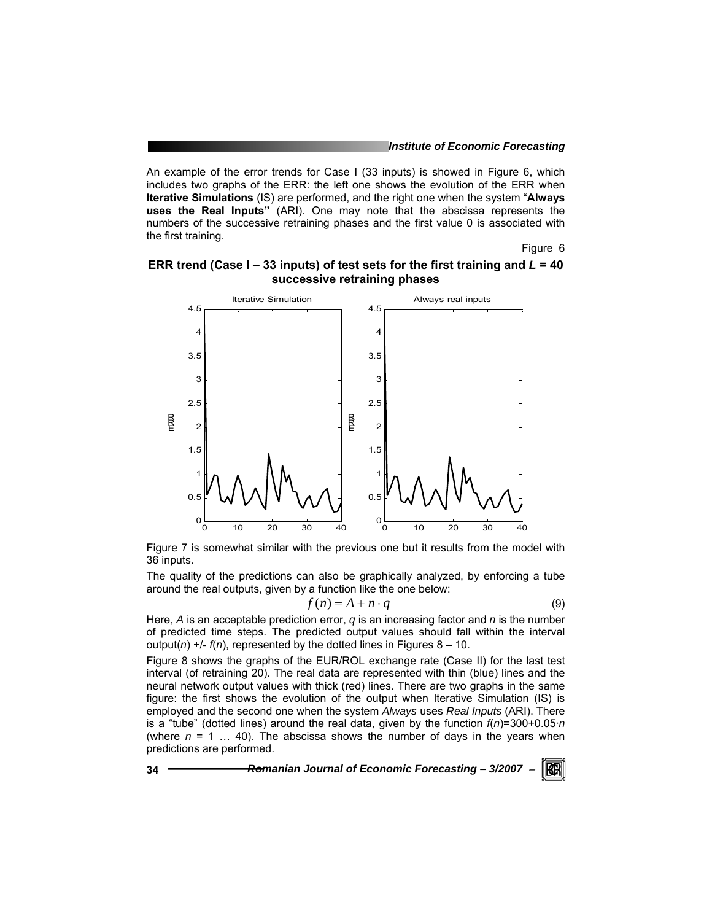An example of the error trends for Case I (33 inputs) is showed in Figure 6, which includes two graphs of the ERR: the left one shows the evolution of the ERR when **Iterative Simulations** (IS) are performed, and the right one when the system "**Always uses the Real Inputs"** (ARI). One may note that the abscissa represents the numbers of the successive retraining phases and the first value 0 is associated with the first training.

Figure 6

**ERR trend (Case I – 33 inputs) of test sets for the first training and *L* = 40 successive retraining phases**

Figure 7 is somewhat similar with the previous one but it results from the model with 36 inputs.

The quality of the predictions can also be graphically analyzed, by enforcing a tube around the real outputs, given by a function like the one below:

$$f(n) = A + n \cdot q \tag{9}$$

Here, $A$ is an acceptable prediction error, $q$ is an increasing factor and $n$ is the number of predicted time steps. The predicted output values should fall within the interval output($n$) +/- $f(n)$, represented by the dotted lines in Figures 8 – 10.

Figure 8 shows the graphs of the EUR/ROL exchange rate (Case II) for the last test interval (of retraining 20). The real data are represented with thin (blue) lines and the neural network output values with thick (red) lines. There are two graphs in the same figure: the first shows the evolution of the output when Iterative Simulation (IS) is employed and the second one when the system *Always* uses *Real Inputs* (ARI). There is a "tube" (dotted lines) around the real data, given by the function $f(n)=300+0.05 \cdot n$ (where $n$ = 1 … 40). The abscissa shows the number of days in the years when predictions are performed.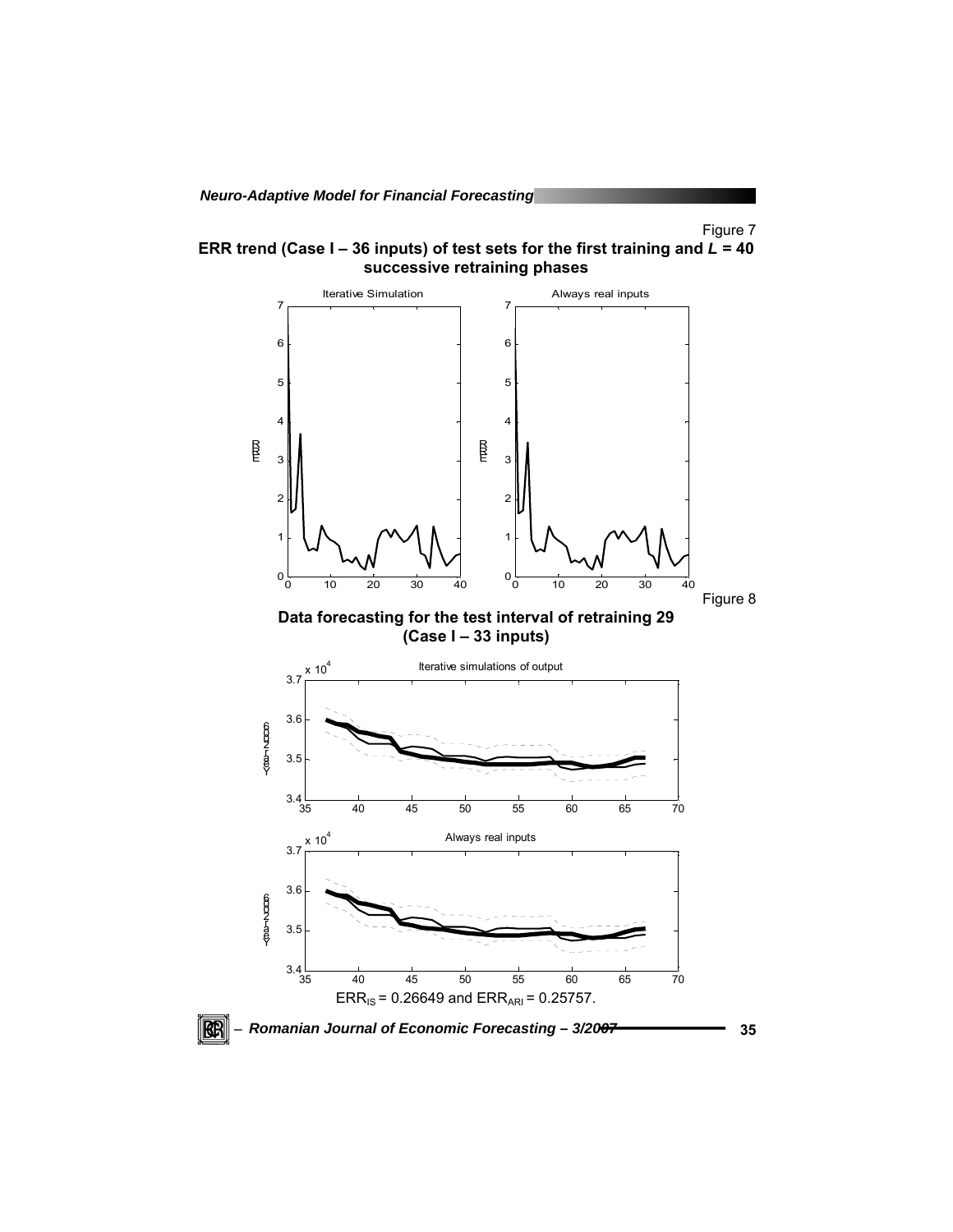Figure 7

**ERR trend (Case I – 36 inputs) of test sets for the first training and *L* = 40 successive retraining phases**

Figure 8

**Data forecasting for the test interval of retraining 29 (Case I – 33 inputs)**

$ERR_{IS}$ = 0.26649 and $ERR_{ARI}$ = 0.25757.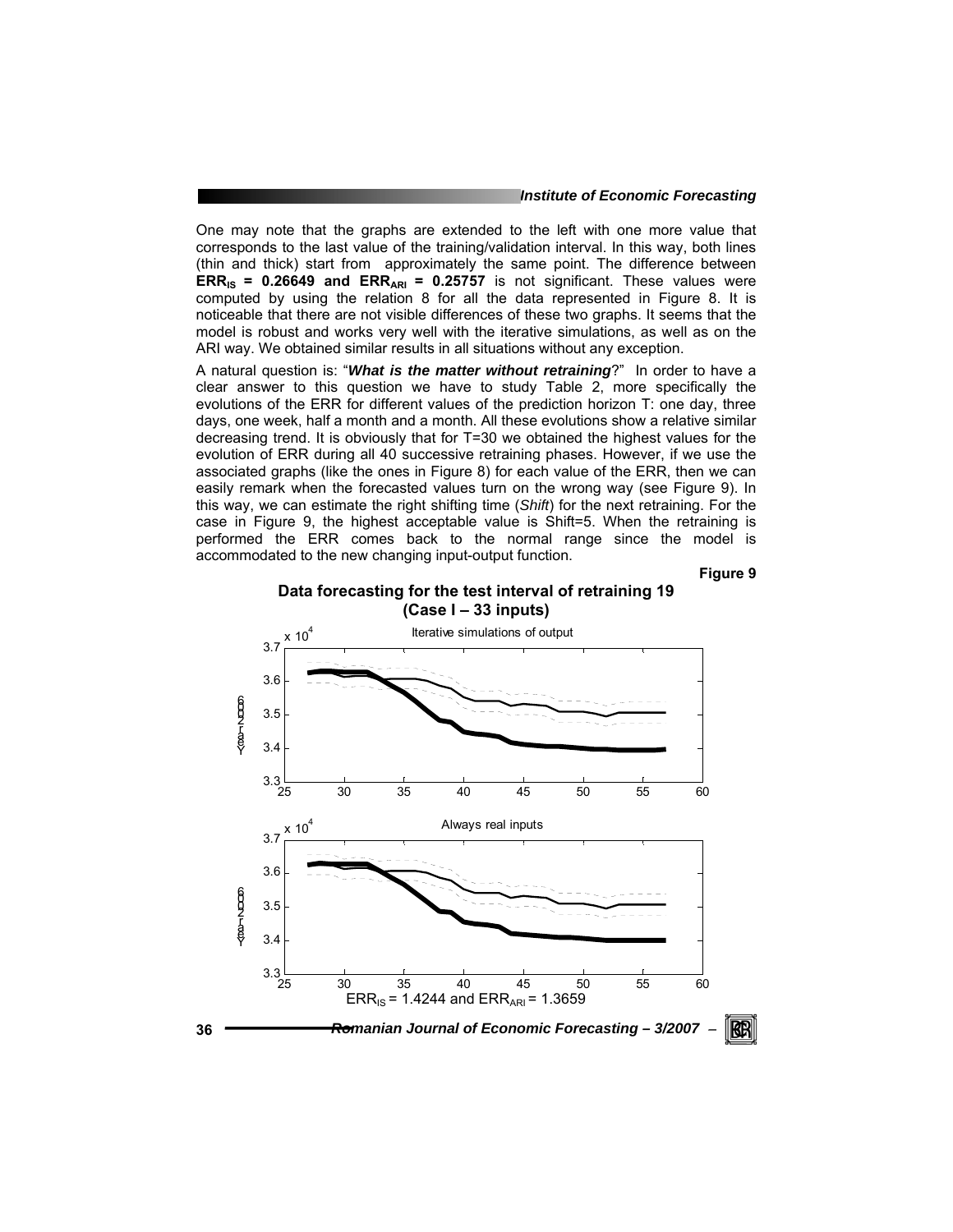One may note that the graphs are extended to the left with one more value that corresponds to the last value of the training/validation interval. In this way, both lines (thin and thick) start from approximately the same point. The difference between $\mathbf{ERR_{IS} = 0.26649}$ **and** $\mathbf{ERR_{ARI} = 0.25757}$ is not significant. These values were computed by using the relation 8 for all the data represented in Figure 8. It is noticeable that there are not visible differences of these two graphs. It seems that the model is robust and works very well with the iterative simulations, as well as on the ARI way. We obtained similar results in all situations without any exception.

A natural question is: "***What is the matter without retraining***?" In order to have a clear answer to this question we have to study Table 2, more specifically the evolutions of the ERR for different values of the prediction horizon T: one day, three days, one week, half a month and a month. All these evolutions show a relative similar decreasing trend. It is obviously that for T=30 we obtained the highest values for the evolution of ERR during all 40 successive retraining phases. However, if we use the associated graphs (like the ones in Figure 8) for each value of the ERR, then we can easily remark when the forecasted values turn on the wrong way (see Figure 9). In this way, we can estimate the right shifting time (*Shift*) for the next retraining. For the case in Figure 9, the highest acceptable value is Shift=5. When the retraining is performed the ERR comes back to the normal range since the model is accommodated to the new changing input-output function.

**Figure 9**

**Data forecasting for the test interval of retraining 19 (Case I – 33 inputs)**

$ERR_{IS} = 1.4244$ and $ERR_{ARI} = 1.3659$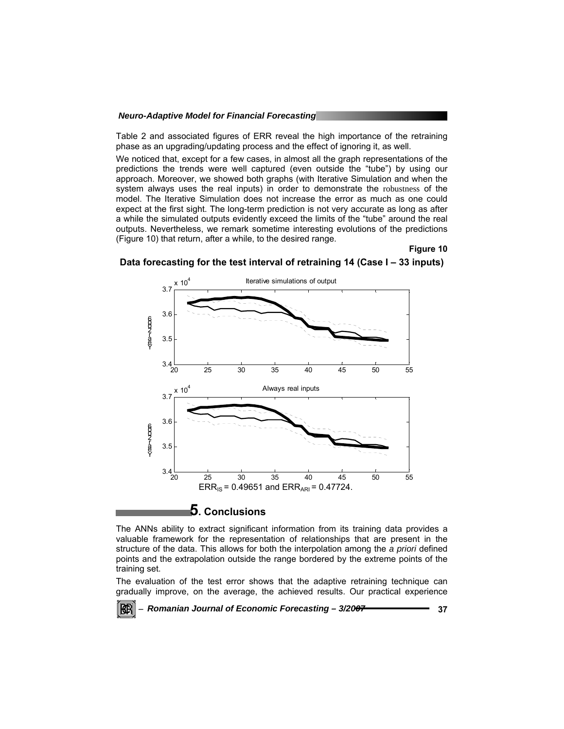Table 2 and associated figures of ERR reveal the high importance of the retraining phase as an upgrading/updating process and the effect of ignoring it, as well.

We noticed that, except for a few cases, in almost all the graph representations of the predictions the trends were well captured (even outside the "tube") by using our approach. Moreover, we showed both graphs (with Iterative Simulation and when the system always uses the real inputs) in order to demonstrate the robustness of the model. The Iterative Simulation does not increase the error as much as one could expect at the first sight. The long-term prediction is not very accurate as long as after a while the simulated outputs evidently exceed the limits of the "tube" around the real outputs. Nevertheless, we remark sometime interesting evolutions of the predictions (Figure 10) that return, after a while, to the desired range.

**Figure 10**

**Data forecasting for the test interval of retraining 14 (Case I – 33 inputs)**

$ERR_{IS}$ = 0.49651 and $ERR_{ARI}$ = 0.47724.

## 5. Conclusions

The ANNs ability to extract significant information from its training data provides a valuable framework for the representation of relationships that are present in the structure of the data. This allows for both the interpolation among the *a priori* defined points and the extrapolation outside the range bordered by the extreme points of the training set.

The evaluation of the test error shows that the adaptive retraining technique can gradually improve, on the average, the achieved results. Our practical experience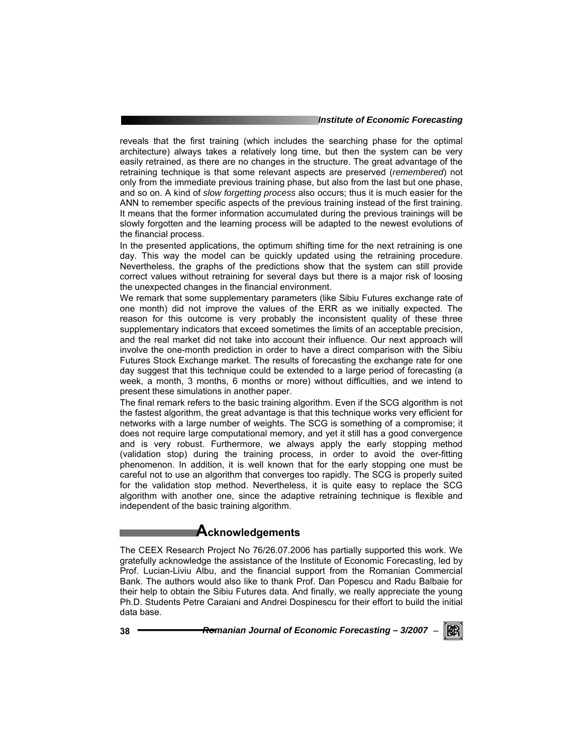reveals that the first training (which includes the searching phase for the optimal architecture) always takes a relatively long time, but then the system can be very easily retrained, as there are no changes in the structure. The great advantage of the retraining technique is that some relevant aspects are preserved (*remembered*) not only from the immediate previous training phase, but also from the last but one phase, and so on. A kind of *slow forgetting process* also occurs; thus it is much easier for the ANN to remember specific aspects of the previous training instead of the first training. It means that the former information accumulated during the previous trainings will be slowly forgotten and the learning process will be adapted to the newest evolutions of the financial process.

In the presented applications, the optimum shifting time for the next retraining is one day. This way the model can be quickly updated using the retraining procedure. Nevertheless, the graphs of the predictions show that the system can still provide correct values without retraining for several days but there is a major risk of loosing the unexpected changes in the financial environment.

We remark that some supplementary parameters (like Sibiu Futures exchange rate of one month) did not improve the values of the ERR as we initially expected. The reason for this outcome is very probably the inconsistent quality of these three supplementary indicators that exceed sometimes the limits of an acceptable precision, and the real market did not take into account their influence. Our next approach will involve the one-month prediction in order to have a direct comparison with the Sibiu Futures Stock Exchange market. The results of forecasting the exchange rate for one day suggest that this technique could be extended to a large period of forecasting (a week, a month, 3 months, 6 months or more) without difficulties, and we intend to present these simulations in another paper.

The final remark refers to the basic training algorithm. Even if the SCG algorithm is not the fastest algorithm, the great advantage is that this technique works very efficient for networks with a large number of weights. The SCG is something of a compromise; it does not require large computational memory, and yet it still has a good convergence and is very robust. Furthermore, we always apply the early stopping method (validation stop) during the training process, in order to avoid the over-fitting phenomenon. In addition, it is well known that for the early stopping one must be careful not to use an algorithm that converges too rapidly. The SCG is properly suited for the validation stop method. Nevertheless, it is quite easy to replace the SCG algorithm with another one, since the adaptive retraining technique is flexible and independent of the basic training algorithm.

## Acknowledgements

The CEEX Research Project No 76/26.07.2006 has partially supported this work. We gratefully acknowledge the assistance of the Institute of Economic Forecasting, led by Prof. Lucian-Liviu Albu, and the financial support from the Romanian Commercial Bank. The authors would also like to thank Prof. Dan Popescu and Radu Balbaie for their help to obtain the Sibiu Futures data. And finally, we really appreciate the young Ph.D. Students Petre Caraiani and Andrei Dospinescu for their effort to build the initial data base.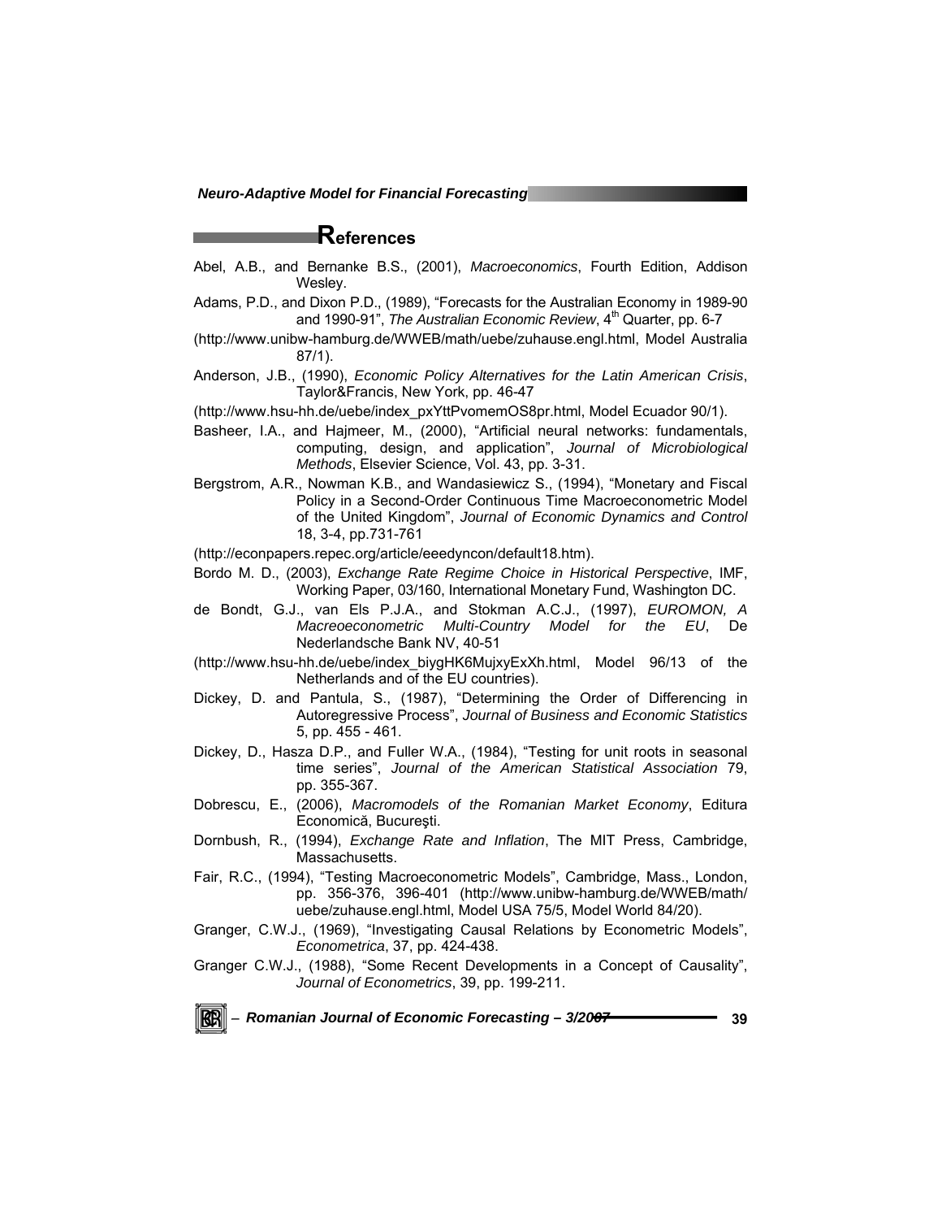## References

Abel, A.B., and Bernanke B.S., (2001), *Macroeconomics*, Fourth Edition, Addison Wesley.

Adams, P.D., and Dixon P.D., (1989), "Forecasts for the Australian Economy in 1989-90 and 1990-91", *The Australian Economic Review*, 4th Quarter, pp. 6-7

(http://www.unibw-hamburg.de/WWEB/math/uebe/zuhause.engl.html, Model Australia 87/1).

Anderson, J.B., (1990), *Economic Policy Alternatives for the Latin American Crisis*, Taylor&Francis, New York, pp. 46-47

(http://www.hsu-hh.de/uebe/index_pxYttPvomemOS8pr.html, Model Ecuador 90/1).

Basheer, I.A., and Hajmeer, M., (2000), "Artificial neural networks: fundamentals, computing, design, and application", *Journal of Microbiological Methods*, Elsevier Science, Vol. 43, pp. 3-31.

Bergstrom, A.R., Nowman K.B., and Wandasiewicz S., (1994), "Monetary and Fiscal Policy in a Second-Order Continuous Time Macroeconometric Model of the United Kingdom", *Journal of Economic Dynamics and Control* 18, 3-4, pp.731-761

(http://econpapers.repec.org/article/eeedyncon/default18.htm).

Bordo M. D., (2003), *Exchange Rate Regime Choice in Historical Perspective*, IMF, Working Paper, 03/160, International Monetary Fund, Washington DC.

de Bondt, G.J., van Els P.J.A., and Stokman A.C.J., (1997), *EUROMON, A Macreoeconometric Multi-Country Model for the EU*, De Nederlandsche Bank NV, 40-51

(http://www.hsu-hh.de/uebe/index_biygHK6MujxyExXh.html, Model 96/13 of the Netherlands and of the EU countries).

Dickey, D. and Pantula, S., (1987), "Determining the Order of Differencing in Autoregressive Process", *Journal of Business and Economic Statistics* 5, pp. 455 - 461.

Dickey, D., Hasza D.P., and Fuller W.A., (1984), "Testing for unit roots in seasonal time series", *Journal of the American Statistical Association* 79, pp. 355-367.

Dobrescu, E., (2006), *Macromodels of the Romanian Market Economy*, Editura Economică, Bucureşti.

Dornbush, R., (1994), *Exchange Rate and Inflation*, The MIT Press, Cambridge, Massachusetts.

Fair, R.C., (1994), "Testing Macroeconometric Models", Cambridge, Mass., London, pp. 356-376, 396-401 (http://www.unibw-hamburg.de/WWEB/math/uebe/zuhause.engl.html, Model USA 75/5, Model World 84/20).

Granger, C.W.J., (1969), "Investigating Causal Relations by Econometric Models", *Econometrica*, 37, pp. 424-438.

Granger C.W.J., (1988), "Some Recent Developments in a Concept of Causality", *Journal of Econometrics*, 39, pp. 199-211.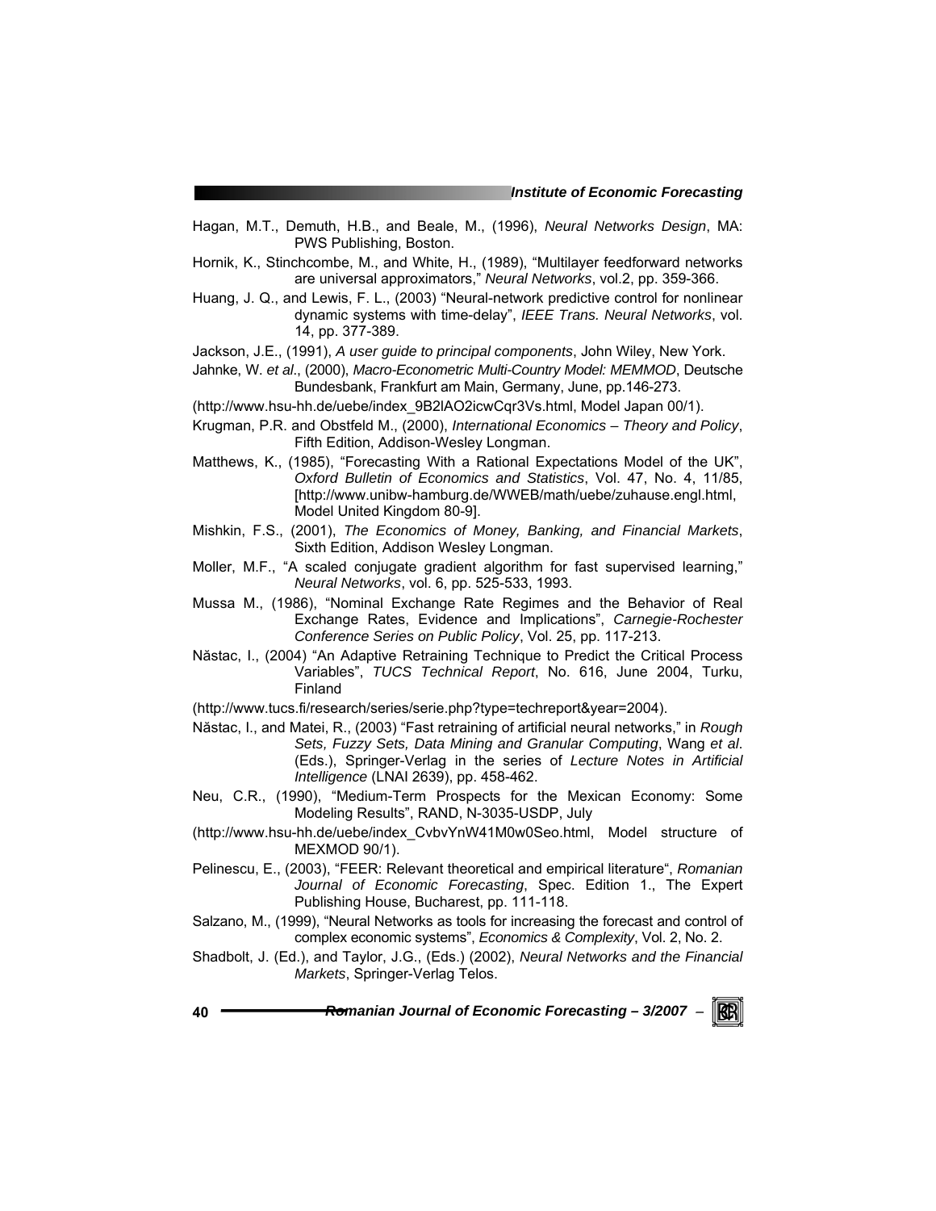Hagan, M.T., Demuth, H.B., and Beale, M., (1996), *Neural Networks Design*, MA: PWS Publishing, Boston.

Hornik, K., Stinchcombe, M., and White, H., (1989), "Multilayer feedforward networks are universal approximators," *Neural Networks*, vol.2, pp. 359-366.

Huang, J. Q., and Lewis, F. L., (2003) "Neural-network predictive control for nonlinear dynamic systems with time-delay", *IEEE Trans. Neural Networks*, vol. 14, pp. 377-389.

Jackson, J.E., (1991), *A user guide to principal components*, John Wiley, New York.

Jahnke, W. *et al*., (2000), *Macro-Econometric Multi-Country Model: MEMMOD*, Deutsche Bundesbank, Frankfurt am Main, Germany, June, pp.146-273.

(http://www.hsu-hh.de/uebe/index_9B2lAO2icwCqr3Vs.html, Model Japan 00/1).

Krugman, P.R. and Obstfeld M., (2000), *International Economics – Theory and Policy*, Fifth Edition, Addison-Wesley Longman.

Matthews, K., (1985), "Forecasting With a Rational Expectations Model of the UK", *Oxford Bulletin of Economics and Statistics*, Vol. 47, No. 4, 11/85, [http://www.unibw-hamburg.de/WWEB/math/uebe/zuhause.engl.html, Model United Kingdom 80-9].

Mishkin, F.S., (2001), *The Economics of Money, Banking, and Financial Markets*, Sixth Edition, Addison Wesley Longman.

Moller, M.F., "A scaled conjugate gradient algorithm for fast supervised learning," *Neural Networks*, vol. 6, pp. 525-533, 1993.

Mussa M., (1986), "Nominal Exchange Rate Regimes and the Behavior of Real Exchange Rates, Evidence and Implications", *Carnegie-Rochester Conference Series on Public Policy*, Vol. 25, pp. 117-213.

Năstac, I., (2004) "An Adaptive Retraining Technique to Predict the Critical Process Variables", *TUCS Technical Report*, No. 616, June 2004, Turku, Finland

(http://www.tucs.fi/research/series/serie.php?type=techreport&year=2004).

Năstac, I., and Matei, R., (2003) "Fast retraining of artificial neural networks," in *Rough Sets, Fuzzy Sets, Data Mining and Granular Computing*, Wang *et al*. (Eds.), Springer-Verlag in the series of *Lecture Notes in Artificial Intelligence* (LNAI 2639), pp. 458-462.

Neu, C.R., (1990), "Medium-Term Prospects for the Mexican Economy: Some Modeling Results", RAND, N-3035-USDP, July

(http://www.hsu-hh.de/uebe/index_CvbvYnW41M0w0Seo.html, Model structure of MEXMOD 90/1).

Pelinescu, E., (2003), "FEER: Relevant theoretical and empirical literature", *Romanian Journal of Economic Forecasting*, Spec. Edition 1., The Expert Publishing House, Bucharest, pp. 111-118.

Salzano, M., (1999), "Neural Networks as tools for increasing the forecast and control of complex economic systems", *Economics & Complexity*, Vol. 2, No. 2.

Shadbolt, J. (Ed.), and Taylor, J.G., (Eds.) (2002), *Neural Networks and the Financial Markets*, Springer-Verlag Telos.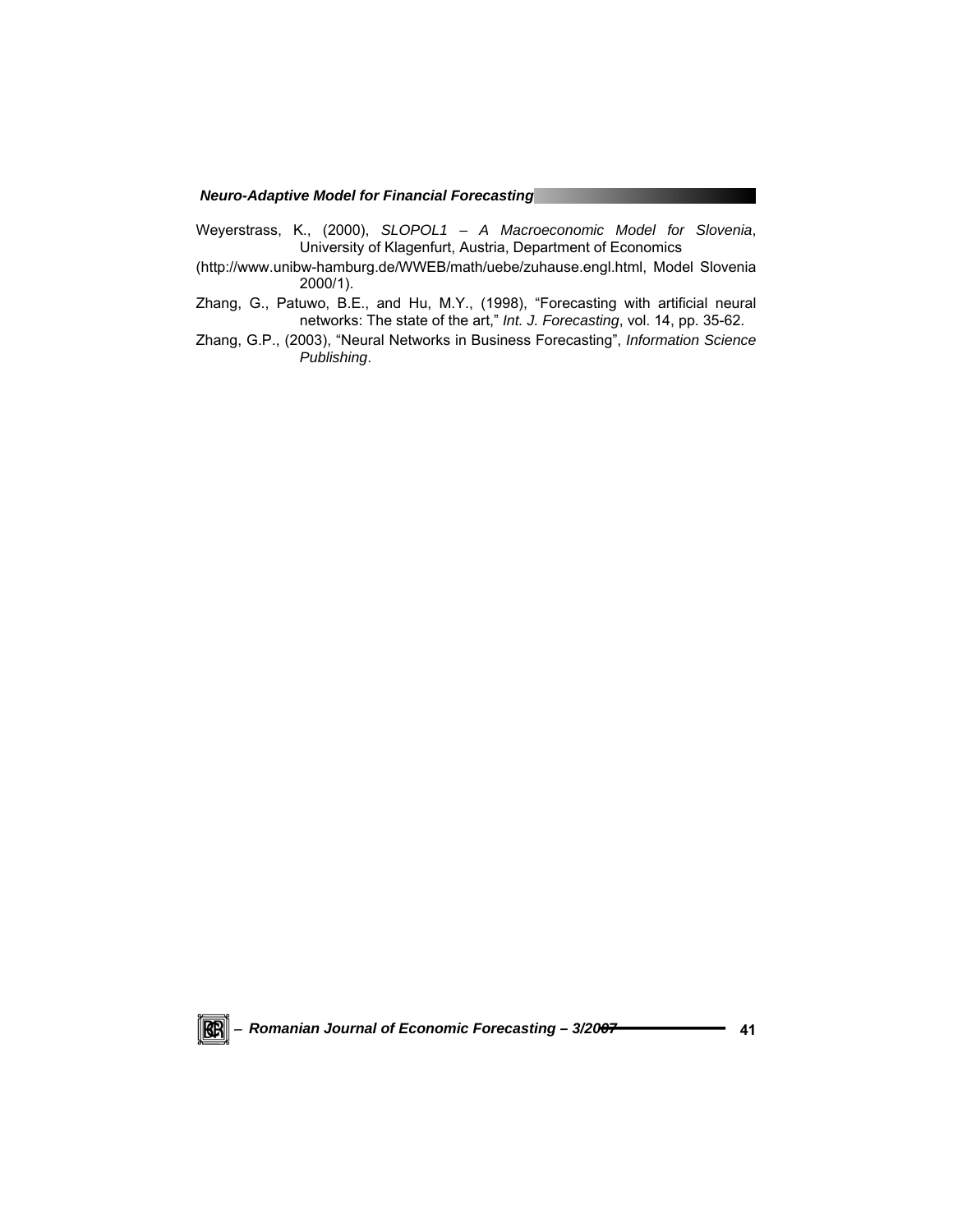Weyerstrass, K., (2000), *SLOPOL1 – A Macroeconomic Model for Slovenia*, University of Klagenfurt, Austria, Department of Economics

(http://www.unibw-hamburg.de/WWEB/math/uebe/zuhause.engl.html, Model Slovenia 2000/1).

Zhang, G., Patuwo, B.E., and Hu, M.Y., (1998), "Forecasting with artificial neural networks: The state of the art," *Int. J. Forecasting*, vol. 14, pp. 35-62.

Zhang, G.P., (2003), "Neural Networks in Business Forecasting", *Information Science Publishing*.